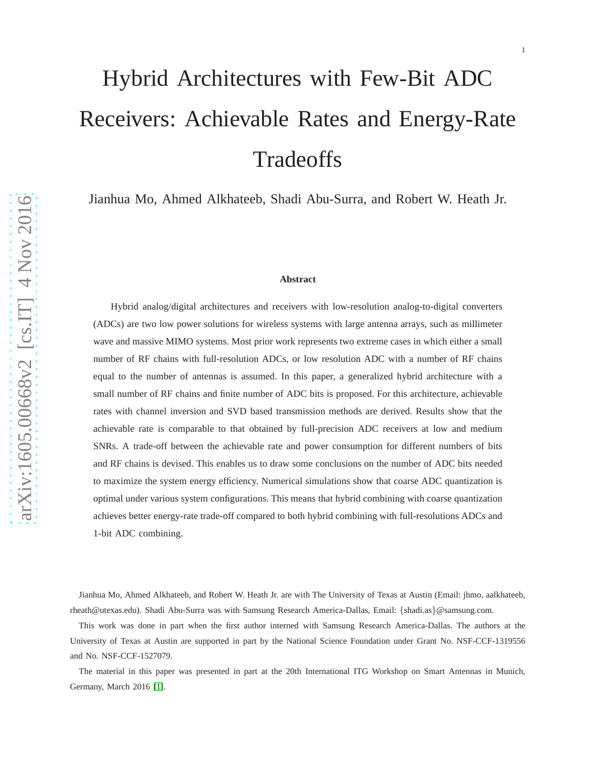# Hybrid Architectures with Few-Bit ADC Receivers: Achievable Rates and Energy-Rate Tradeoffs

Jianhua Mo, Ahmed Alkhateeb, Shadi Abu-Surra, and Robert W. Heath Jr.

### Abstract

Hybrid analog/digital architectures and receivers with low-resolution analog-to-digital converters (ADCs) are two low power solutions for wireless systems with large antenna arrays, such as millimeter wave and massive MIMO systems. Most prior work represents two extreme cases in which either a small number of RF chains with full-resolution ADCs, or low resolution ADC with a number of RF chains equal to the number of antennas is assumed. In this paper, a generalized hybrid architecture with a small number of RF chains and finite number of ADC bits is proposed. For this architecture, achievable rates with channel inversion and SVD based transmission methods are derived. Results show that the achievable rate is comparable to that obtained by full-precision ADC receivers at low and medium SNRs. A trade-off between the achievable rate and power consumption for different numbers of bits and RF chains is devised. This enables us to draw some conclusions on the number of ADC bits needed to maximize the system energy efficiency. Numerical simulations show that coarse ADC quantization is optimal under various system configurations. This means that hybrid combining with coarse quantization achieves better energy-rate trade-off compared to both hybrid combining with full-resolutions ADCs and 1-bit ADC combining.

Jianhua Mo, Ahmed Alkhateeb, and Robert W. Heath Jr. are with The University of Texas at Austin (Email: jhmo, aalkhateeb, rheath@utexas.edu). Shadi Abu-Surra was with Samsung Research America-Dallas, Email: {shadi.as}@samsung.com.

This work was done in part when the first author interned with Samsung Research America-Dallas. The authors at the University of Texas at Austin are supported in part by the National Science Foundation under Grant No. NSF-CCF-1319556 and No. NSF-CCF-1527079.

The material in this paper was presented in part at the 20th International ITG Workshop on Smart Antennas in Munich, Germany, March 2016 [1].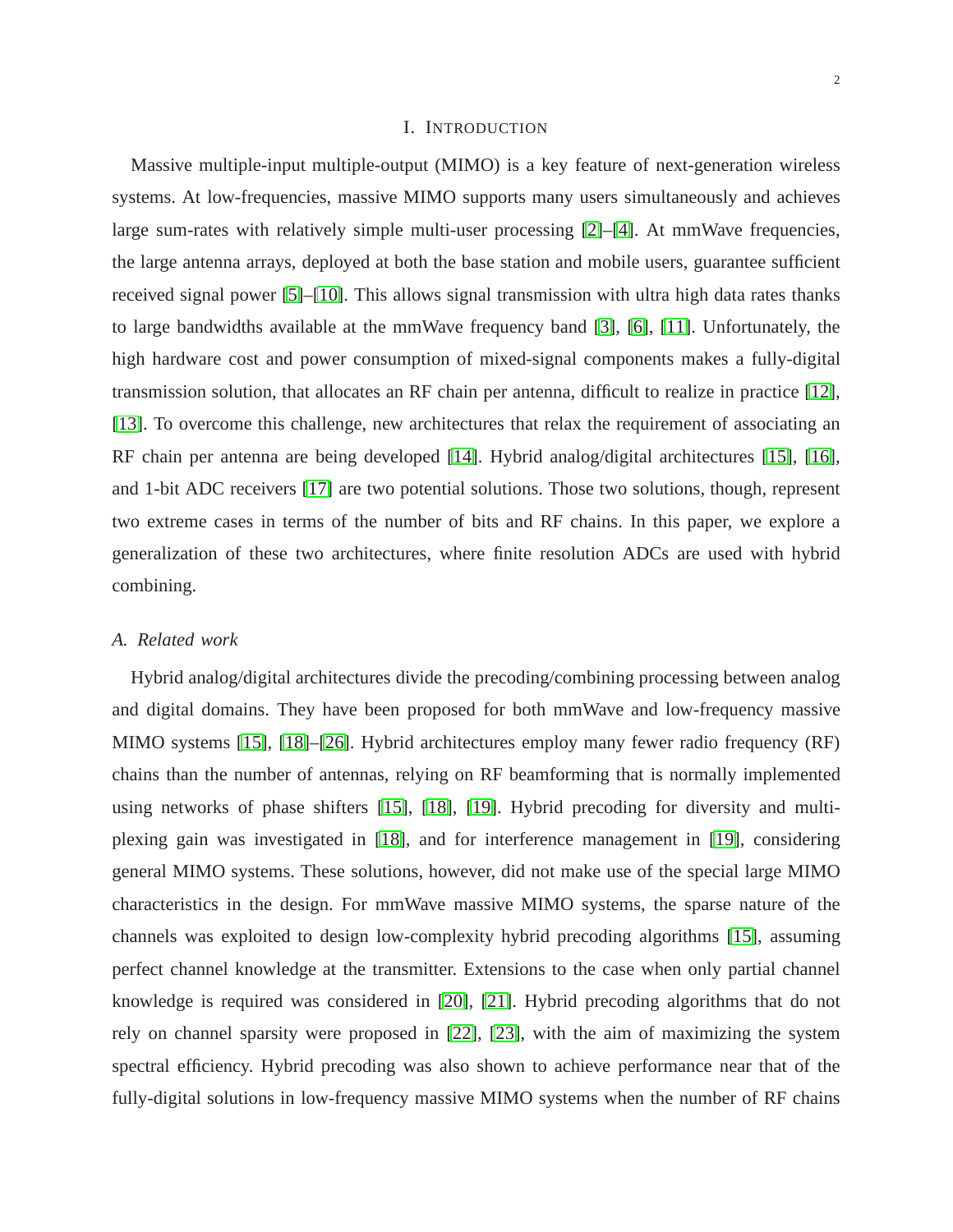# I. INTRODUCTION

Massive multiple-input multiple-output (MIMO) is a key feature of next-generation wireless systems. At low-frequencies, massive MIMO supports many users simultaneously and achieves large sum-rates with relatively simple multi-user processing [2]–[4]. At mmWave frequencies, the large antenna arrays, deployed at both the base station and mobile users, guarantee sufficient received signal power [5]–[10]. This allows signal transmission with ultra high data rates thanks to large bandwidths available at the mmWave frequency band [3], [6], [11]. Unfortunately, the high hardware cost and power consumption of mixed-signal components makes a fully-digital transmission solution, that allocates an RF chain per antenna, difficult to realize in practice [12], [13]. To overcome this challenge, new architectures that relax the requirement of associating an RF chain per antenna are being developed [14]. Hybrid analog/digital architectures [15], [16], and 1-bit ADC receivers [17] are two potential solutions. Those two solutions, though, represent two extreme cases in terms of the number of bits and RF chains. In this paper, we explore a generalization of these two architectures, where finite resolution ADCs are used with hybrid combining.

## A. Related work

Hybrid analog/digital architectures divide the precoding/combining processing between analog and digital domains. They have been proposed for both mmWave and low-frequency massive MIMO systems [15], [18]–[26]. Hybrid architectures employ many fewer radio frequency (RF) chains than the number of antennas, relying on RF beamforming that is normally implemented using networks of phase shifters [15], [18], [19]. Hybrid precoding for diversity and multiplexing gain was investigated in [18], and for interference management in [19], considering general MIMO systems. These solutions, however, did not make use of the special large MIMO characteristics in the design. For mmWave massive MIMO systems, the sparse nature of the channels was exploited to design low-complexity hybrid precoding algorithms [15], assuming perfect channel knowledge at the transmitter. Extensions to the case when only partial channel knowledge is required was considered in [20], [21]. Hybrid precoding algorithms that do not rely on channel sparsity were proposed in [22], [23], with the aim of maximizing the system spectral efficiency. Hybrid precoding was also shown to achieve performance near that of the fully-digital solutions in low-frequency massive MIMO systems when the number of RF chains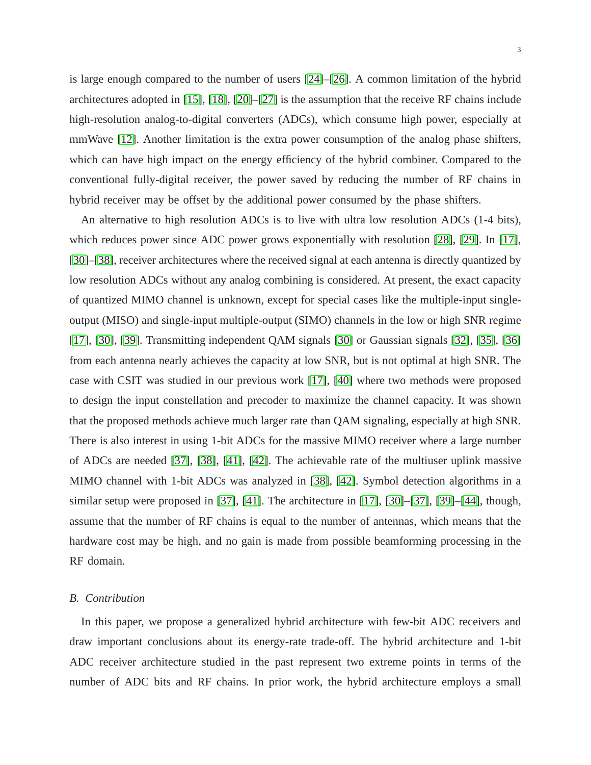is large enough compared to the number of users [24]–[26]. A common limitation of the hybrid architectures adopted in [15], [18], [20]–[27] is the assumption that the receive RF chains include high-resolution analog-to-digital converters (ADCs), which consume high power, especially at mmWave [12]. Another limitation is the extra power consumption of the analog phase shifters, which can have high impact on the energy efficiency of the hybrid combiner. Compared to the conventional fully-digital receiver, the power saved by reducing the number of RF chains in hybrid receiver may be offset by the additional power consumed by the phase shifters.

An alternative to high resolution ADCs is to live with ultra low resolution ADCs (1-4 bits), which reduces power since ADC power grows exponentially with resolution [28], [29]. In [17], [30]–[38], receiver architectures where the received signal at each antenna is directly quantized by low resolution ADCs without any analog combining is considered. At present, the exact capacity of quantized MIMO channel is unknown, except for special cases like the multiple-input single-output (MISO) and single-input multiple-output (SIMO) channels in the low or high SNR regime [17], [30], [39]. Transmitting independent QAM signals [30] or Gaussian signals [32], [35], [36] from each antenna nearly achieves the capacity at low SNR, but is not optimal at high SNR. The case with CSIT was studied in our previous work [17], [40] where two methods were proposed to design the input constellation and precoder to maximize the channel capacity. It was shown that the proposed methods achieve much larger rate than QAM signaling, especially at high SNR. There is also interest in using 1-bit ADCs for the massive MIMO receiver where a large number of ADCs are needed [37], [38], [41], [42]. The achievable rate of the multiuser uplink massive MIMO channel with 1-bit ADCs was analyzed in [38], [42]. Symbol detection algorithms in a similar setup were proposed in [37], [41]. The architecture in [17], [30]–[37], [39]–[44], though, assume that the number of RF chains is equal to the number of antennas, which means that the hardware cost may be high, and no gain is made from possible beamforming processing in the RF domain.

### *B. Contribution*

In this paper, we propose a generalized hybrid architecture with few-bit ADC receivers and draw important conclusions about its energy-rate trade-off. The hybrid architecture and 1-bit ADC receiver architecture studied in the past represent two extreme points in terms of the number of ADC bits and RF chains. In prior work, the hybrid architecture employs a small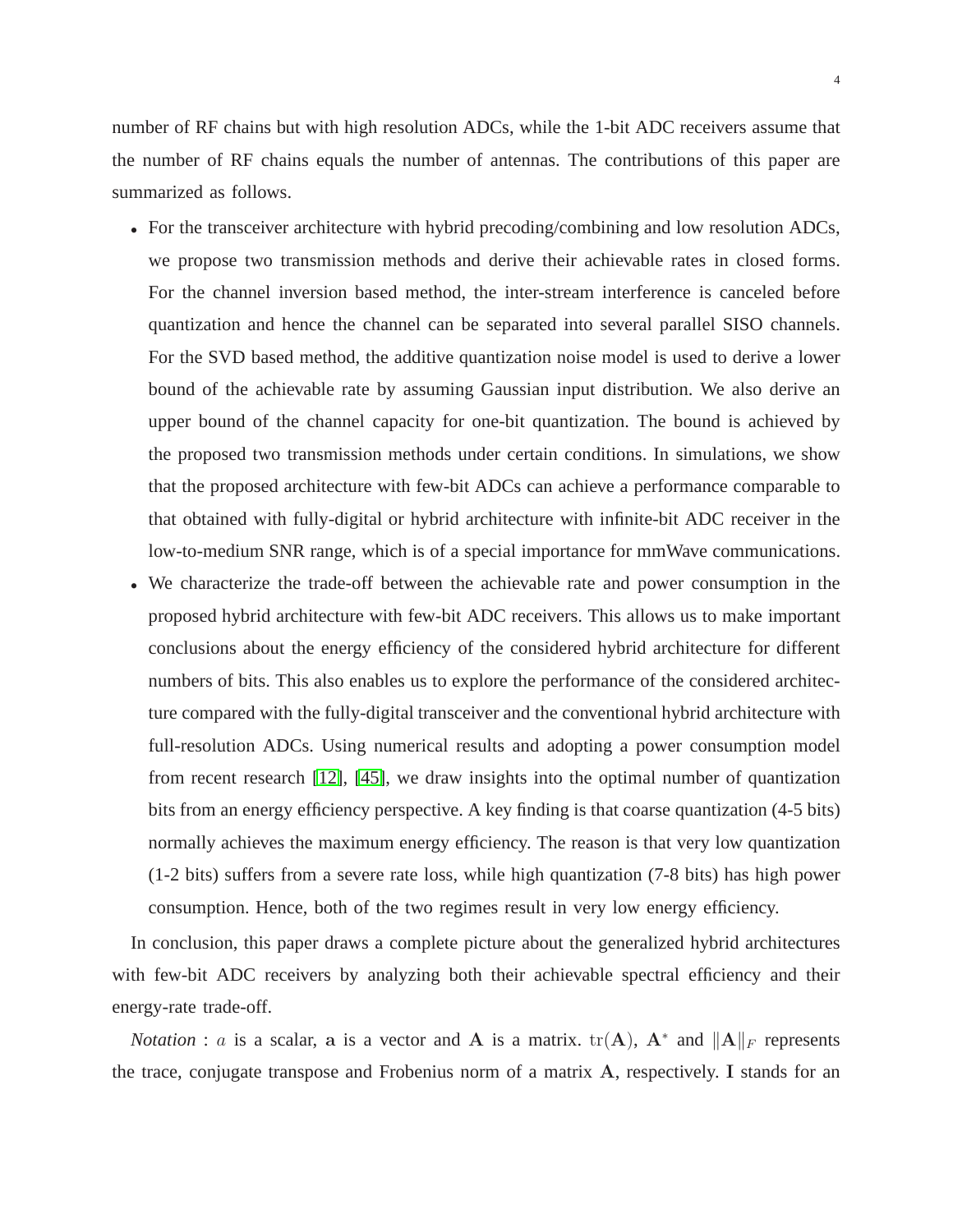number of RF chains but with high resolution ADCs, while the 1-bit ADC receivers assume that the number of RF chains equals the number of antennas. The contributions of this paper are summarized as follows.

- For the transceiver architecture with hybrid precoding/combining and low resolution ADCs, we propose two transmission methods and derive their achievable rates in closed forms. For the channel inversion based method, the inter-stream interference is canceled before quantization and hence the channel can be separated into several parallel SISO channels. For the SVD based method, the additive quantization noise model is used to derive a lower bound of the achievable rate by assuming Gaussian input distribution. We also derive an upper bound of the channel capacity for one-bit quantization. The bound is achieved by the proposed two transmission methods under certain conditions. In simulations, we show that the proposed architecture with few-bit ADCs can achieve a performance comparable to that obtained with fully-digital or hybrid architecture with infinite-bit ADC receiver in the low-to-medium SNR range, which is of a special importance for mmWave communications.
- We characterize the trade-off between the achievable rate and power consumption in the proposed hybrid architecture with few-bit ADC receivers. This allows us to make important conclusions about the energy efficiency of the considered hybrid architecture for different numbers of bits. This also enables us to explore the performance of the considered architecture compared with the fully-digital transceiver and the conventional hybrid architecture with full-resolution ADCs. Using numerical results and adopting a power consumption model from recent research [12], [45], we draw insights into the optimal number of quantization bits from an energy efficiency perspective. A key finding is that coarse quantization (4-5 bits) normally achieves the maximum energy efficiency. The reason is that very low quantization (1-2 bits) suffers from a severe rate loss, while high quantization (7-8 bits) has high power consumption. Hence, both of the two regimes result in very low energy efficiency.

In conclusion, this paper draws a complete picture about the generalized hybrid architectures with few-bit ADC receivers by analyzing both their achievable spectral efficiency and their energy-rate trade-off.

*Notation* : $a$ is a scalar, $\mathbf{a}$ is a vector and $\mathbf{A}$ is a matrix. $\mathrm{tr}(\mathbf{A})$, $\mathbf{A}^*$ and $\|\mathbf{A}\|_F$ represents the trace, conjugate transpose and Frobenius norm of a matrix $\mathbf{A}$, respectively. $\mathbf{I}$ stands for an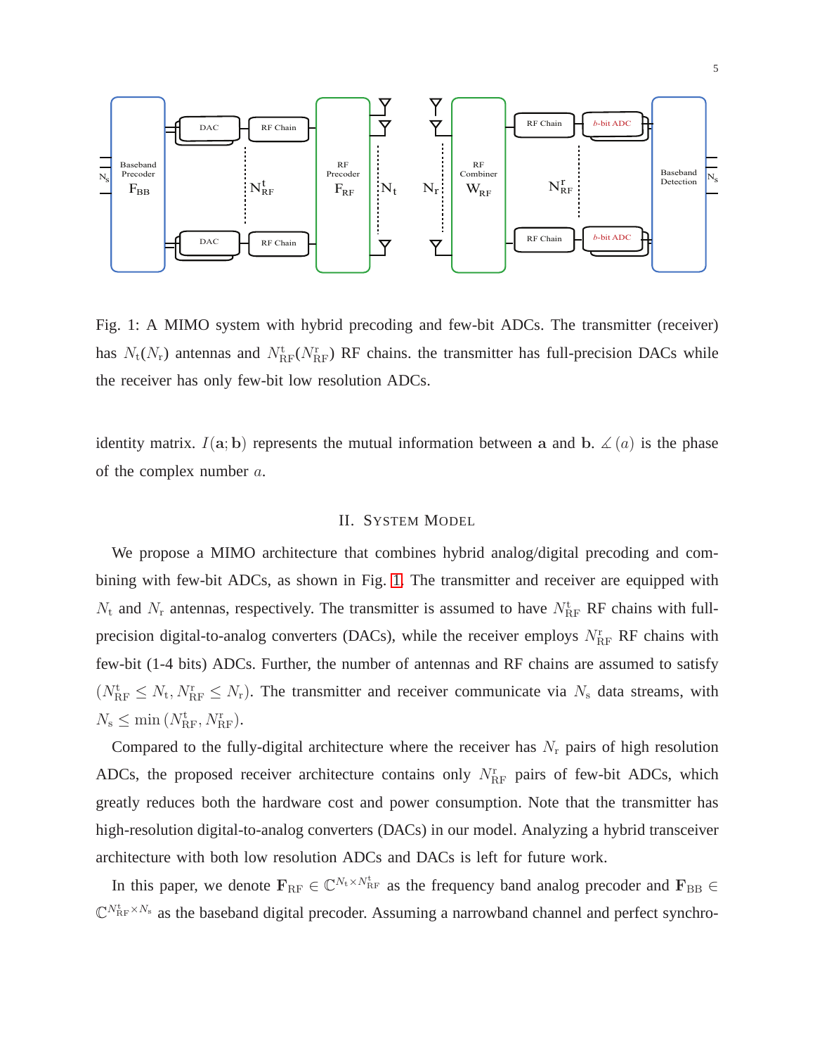Fig. 1: A MIMO system with hybrid precoding and few-bit ADCs. The transmitter (receiver) has $N_{\mathrm{t}}(N_{\mathrm{r}})$ antennas and $N_{\mathrm{RF}}^{\mathrm{t}}(N_{\mathrm{RF}}^{\mathrm{r}})$ RF chains. the transmitter has full-precision DACs while the receiver has only few-bit low resolution ADCs.

identity matrix. $I(\mathbf{a};\mathbf{b})$ represents the mutual information between $\mathbf{a}$ and $\mathbf{b}$. $\measuredangle(a)$ is the phase of the complex number $a$.

## II. System Model

We propose a MIMO architecture that combines hybrid analog/digital precoding and combining with few-bit ADCs, as shown in Fig. 1. The transmitter and receiver are equipped with $N_{\mathrm{t}}$ and $N_{\mathrm{r}}$ antennas, respectively. The transmitter is assumed to have $N_{\mathrm{RF}}^{\mathrm{t}}$ RF chains with full-precision digital-to-analog converters (DACs), while the receiver employs $N_{\mathrm{RF}}^{\mathrm{r}}$ RF chains with few-bit (1-4 bits) ADCs. Further, the number of antennas and RF chains are assumed to satisfy $(N_{\mathrm{RF}}^{\mathrm{t}} \leq N_{\mathrm{t}}, N_{\mathrm{RF}}^{\mathrm{r}} \leq N_{\mathrm{r}})$. The transmitter and receiver communicate via $N_{\mathrm{s}}$ data streams, with $N_{\mathrm{s}} \leq \min\left(N_{\mathrm{RF}}^{\mathrm{t}}, N_{\mathrm{RF}}^{\mathrm{r}}\right)$.

Compared to the fully-digital architecture where the receiver has $N_{\mathrm{r}}$ pairs of high resolution ADCs, the proposed receiver architecture contains only $N_{\mathrm{RF}}^{\mathrm{r}}$ pairs of few-bit ADCs, which greatly reduces both the hardware cost and power consumption. Note that the transmitter has high-resolution digital-to-analog converters (DACs) in our model. Analyzing a hybrid transceiver architecture with both low resolution ADCs and DACs is left for future work.

In this paper, we denote $\mathbf{F}_{\mathrm{RF}} \in \mathbb{C}^{N_{\mathrm{t}} \times N_{\mathrm{RF}}^{\mathrm{t}}}$ as the frequency band analog precoder and $\mathbf{F}_{\mathrm{BB}} \in \mathbb{C}^{N_{\mathrm{RF}}^{\mathrm{t}} \times N_{\mathrm{s}}}$ as the baseband digital precoder. Assuming a narrowband channel and perfect synchro-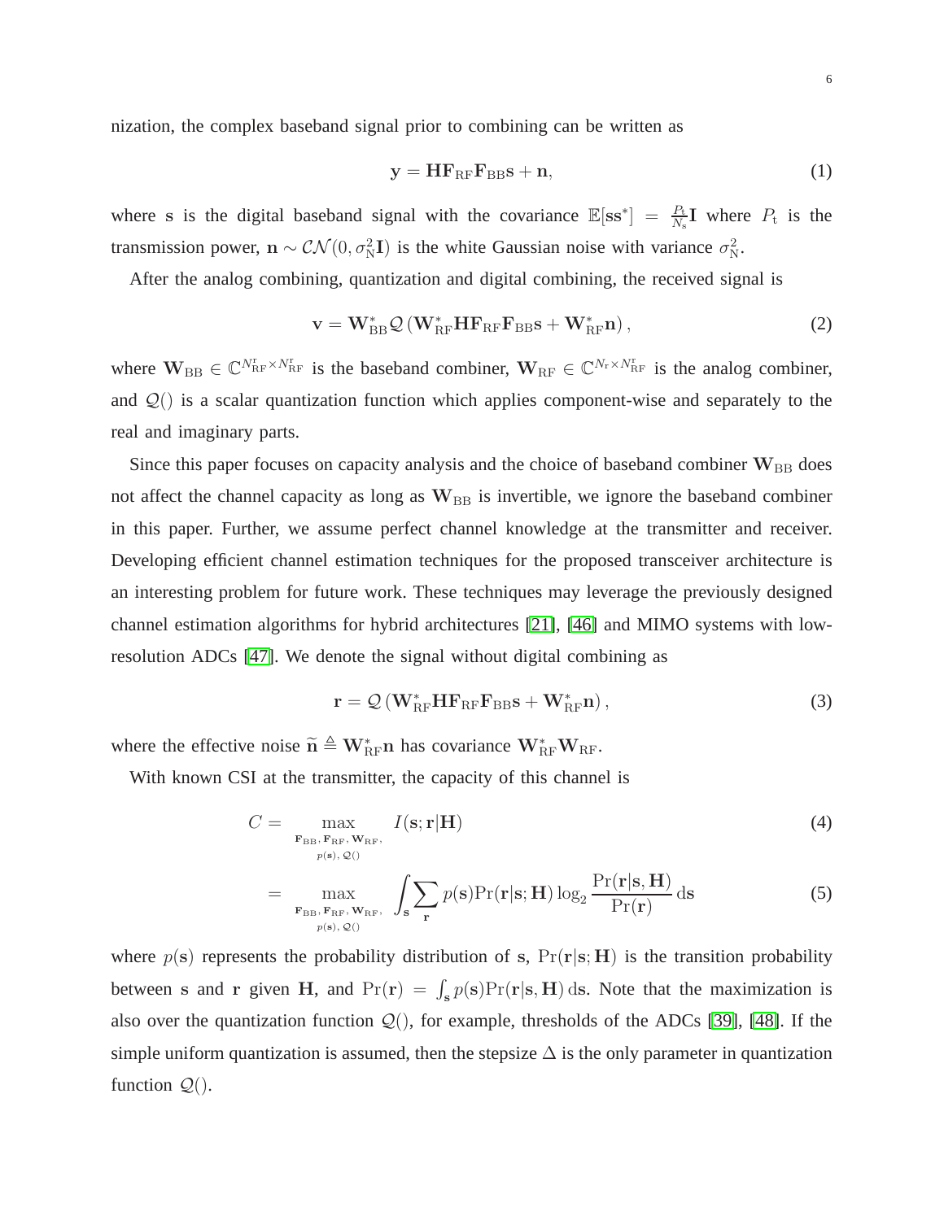nization, the complex baseband signal prior to combining can be written as

$$\mathbf{y} = \mathbf{H}\mathbf{F}_{\mathrm{RF}}\mathbf{F}_{\mathrm{BB}}\mathbf{s} + \mathbf{n}, \tag{1}$$

where $\mathbf{s}$ is the digital baseband signal with the covariance $\mathbb{E}[\mathbf{s}\mathbf{s}^*] = \frac{P_{\mathrm{t}}}{N_{\mathrm{s}}}\mathbf{I}$ where $P_{\mathrm{t}}$ is the transmission power, $\mathbf{n} \sim \mathcal{CN}(0, \sigma_{\mathrm{N}}^2\mathbf{I})$ is the white Gaussian noise with variance $\sigma_{\mathrm{N}}^2$.

After the analog combining, quantization and digital combining, the received signal is

$$\mathbf{v} = \mathbf{W}_{\mathrm{BB}}^*\mathcal{Q}\left(\mathbf{W}_{\mathrm{RF}}^*\mathbf{H}\mathbf{F}_{\mathrm{RF}}\mathbf{F}_{\mathrm{BB}}\mathbf{s} + \mathbf{W}_{\mathrm{RF}}^*\mathbf{n}\right), \tag{2}$$

where $\mathbf{W}_{\mathrm{BB}} \in \mathbb{C}^{N_{\mathrm{RF}}^{\mathrm{r}} \times N_{\mathrm{RF}}^{\mathrm{r}}}$ is the baseband combiner, $\mathbf{W}_{\mathrm{RF}} \in \mathbb{C}^{N_{\mathrm{r}} \times N_{\mathrm{RF}}^{\mathrm{r}}}$ is the analog combiner, and $\mathcal{Q}()$ is a scalar quantization function which applies component-wise and separately to the real and imaginary parts.

Since this paper focuses on capacity analysis and the choice of baseband combiner $\mathbf{W}_{\mathrm{BB}}$ does not affect the channel capacity as long as $\mathbf{W}_{\mathrm{BB}}$ is invertible, we ignore the baseband combiner in this paper. Further, we assume perfect channel knowledge at the transmitter and receiver. Developing efficient channel estimation techniques for the proposed transceiver architecture is an interesting problem for future work. These techniques may leverage the previously designed channel estimation algorithms for hybrid architectures [21], [46] and MIMO systems with low-resolution ADCs [47]. We denote the signal without digital combining as

$$\mathbf{r} = \mathcal{Q}\left(\mathbf{W}_{\mathrm{RF}}^*\mathbf{H}\mathbf{F}_{\mathrm{RF}}\mathbf{F}_{\mathrm{BB}}\mathbf{s} + \mathbf{W}_{\mathrm{RF}}^*\mathbf{n}\right), \tag{3}$$

where the effective noise $\widetilde{\mathbf{n}} \triangleq \mathbf{W}_{\mathrm{RF}}^*\mathbf{n}$ has covariance $\mathbf{W}_{\mathrm{RF}}^*\mathbf{W}_{\mathrm{RF}}$.

With known CSI at the transmitter, the capacity of this channel is

$$C = \max_{\substack{\mathbf{F}_{\mathrm{BB}}, \mathbf{F}_{\mathrm{RF}}, \mathbf{W}_{\mathrm{RF}}, \\ p(\mathbf{s}), \mathcal{Q}()}} I(\mathbf{s}; \mathbf{r}|\mathbf{H}) \tag{4}$$

$$= \max_{\substack{\mathbf{F}_{\mathrm{BB}}, \mathbf{F}_{\mathrm{RF}}, \mathbf{W}_{\mathrm{RF}}, \\ p(\mathbf{s}), \mathcal{Q}()}} \int_{\mathbf{s}} \sum_{\mathbf{r}} p(\mathbf{s}) \Pr(\mathbf{r}|\mathbf{s}; \mathbf{H}) \log_2 \frac{\Pr(\mathbf{r}|\mathbf{s}, \mathbf{H})}{\Pr(\mathbf{r})} \, \mathrm{d}\mathbf{s} \tag{5}$$

where $p(\mathbf{s})$ represents the probability distribution of $\mathbf{s}$, $\Pr(\mathbf{r}|\mathbf{s}; \mathbf{H})$ is the transition probability between $\mathbf{s}$ and $\mathbf{r}$ given $\mathbf{H}$, and $\Pr(\mathbf{r}) = \int_{\mathbf{s}} p(\mathbf{s}) \Pr(\mathbf{r}|\mathbf{s}, \mathbf{H}) \, \mathrm{d}\mathbf{s}$. Note that the maximization is also over the quantization function $\mathcal{Q}()$, for example, thresholds of the ADCs [39], [48]. If the simple uniform quantization is assumed, then the stepsize $\Delta$ is the only parameter in quantization function $\mathcal{Q}()$.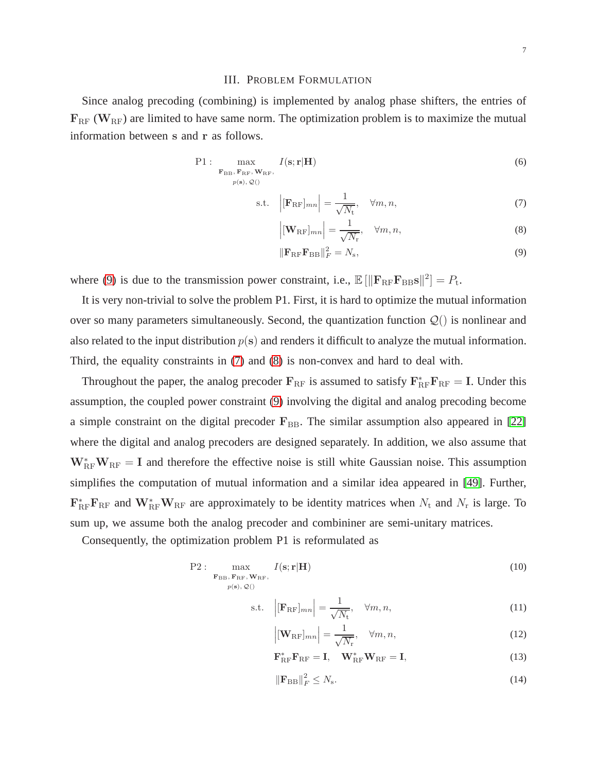## III. Problem Formulation

Since analog precoding (combining) is implemented by analog phase shifters, the entries of $\mathbf{F}_{\mathrm{RF}}$ ($\mathbf{W}_{\mathrm{RF}}$) are limited to have same norm. The optimization problem is to maximize the mutual information between $\mathbf{s}$ and $\mathbf{r}$ as follows.

$$
\mathrm{P1}: \max_{\substack{\mathbf{F}_{\mathrm{BB}},\,\mathbf{F}_{\mathrm{RF}},\,\mathbf{W}_{\mathrm{RF}},\\ p(\mathbf{s}),\,\mathcal{Q}()}} \quad I(\mathbf{s};\mathbf{r}|\mathbf{H}) \tag{6}
$$

$$
\text{s.t.} \quad \left|[\mathbf{F}_{\mathrm{RF}}]_{mn}\right| = \frac{1}{\sqrt{N_{\mathrm{t}}}}, \quad \forall m, n, \tag{7}
$$

$$
\left|[\mathbf{W}_{\mathrm{RF}}]_{mn}\right| = \frac{1}{\sqrt{N_{\mathrm{r}}}}, \quad \forall m, n, \tag{8}
$$

$$
\|\mathbf{F}_{\mathrm{RF}}\mathbf{F}_{\mathrm{BB}}\|_F^2 = N_{\mathrm{s}}, \tag{9}
$$

where (9) is due to the transmission power constraint, i.e., $\mathbb{E}\left[\|\mathbf{F}_{\mathrm{RF}}\mathbf{F}_{\mathrm{BB}}\mathbf{s}\|^2\right] = P_{\mathrm{t}}$.

It is very non-trivial to solve the problem P1. First, it is hard to optimize the mutual information over so many parameters simultaneously. Second, the quantization function $\mathcal{Q}()$ is nonlinear and also related to the input distribution $p(\mathbf{s})$ and renders it difficult to analyze the mutual information. Third, the equality constraints in (7) and (8) is non-convex and hard to deal with.

Throughout the paper, the analog precoder $\mathbf{F}_{\mathrm{RF}}$ is assumed to satisfy $\mathbf{F}_{\mathrm{RF}}^*\mathbf{F}_{\mathrm{RF}} = \mathbf{I}$. Under this assumption, the coupled power constraint (9) involving the digital and analog precoding become a simple constraint on the digital precoder $\mathbf{F}_{\mathrm{BB}}$. The similar assumption also appeared in [22] where the digital and analog precoders are designed separately. In addition, we also assume that $\mathbf{W}_{\mathrm{RF}}^*\mathbf{W}_{\mathrm{RF}} = \mathbf{I}$ and therefore the effective noise is still white Gaussian noise. This assumption simplifies the computation of mutual information and a similar idea appeared in [49]. Further, $\mathbf{F}_{\mathrm{RF}}^*\mathbf{F}_{\mathrm{RF}}$ and $\mathbf{W}_{\mathrm{RF}}^*\mathbf{W}_{\mathrm{RF}}$ are approximately to be identity matrices when $N_{\mathrm{t}}$ and $N_{\mathrm{r}}$ is large. To sum up, we assume both the analog precoder and combininer are semi-unitary matrices.

Consequently, the optimization problem P1 is reformulated as

$$
\mathrm{P2}: \max_{\substack{\mathbf{F}_{\mathrm{BB}},\,\mathbf{F}_{\mathrm{RF}},\,\mathbf{W}_{\mathrm{RF}},\\ p(\mathbf{s}),\,\mathcal{Q}()}} \quad I(\mathbf{s};\mathbf{r}|\mathbf{H}) \tag{10}
$$

$$
\text{s.t.} \quad \left|[\mathbf{F}_{\mathrm{RF}}]_{mn}\right| = \frac{1}{\sqrt{N_{\mathrm{t}}}}, \quad \forall m, n, \tag{11}
$$

$$
\left|[\mathbf{W}_{\mathrm{RF}}]_{mn}\right| = \frac{1}{\sqrt{N_{\mathrm{r}}}}, \quad \forall m, n, \tag{12}
$$

$$
\mathbf{F}_{\mathrm{RF}}^*\mathbf{F}_{\mathrm{RF}} = \mathbf{I}, \quad \mathbf{W}_{\mathrm{RF}}^*\mathbf{W}_{\mathrm{RF}} = \mathbf{I}, \tag{13}
$$

$$
\|\mathbf{F}_{\mathrm{BB}}\|_F^2 \leq N_{\mathrm{s}}. \tag{14}
$$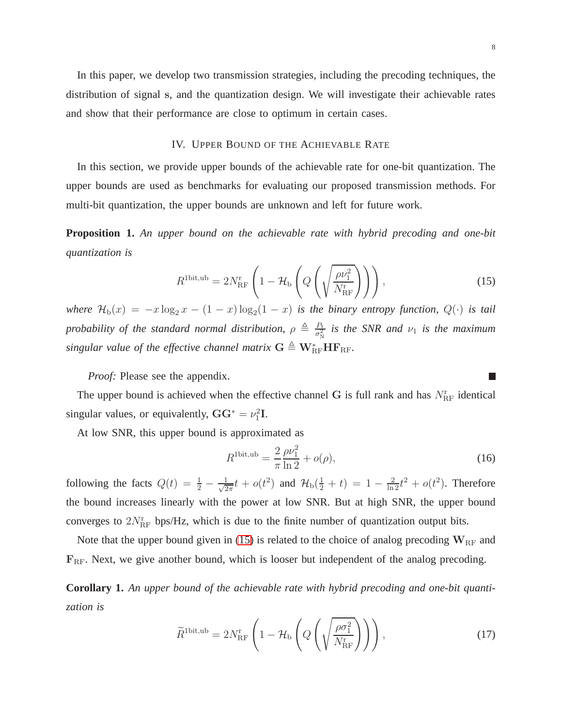In this paper, we develop two transmission strategies, including the precoding techniques, the distribution of signal $\mathbf{s}$, and the quantization design. We will investigate their achievable rates and show that their performance are close to optimum in certain cases.

## IV. Upper Bound of the Achievable Rate

In this section, we provide upper bounds of the achievable rate for one-bit quantization. The upper bounds are used as benchmarks for evaluating our proposed transmission methods. For multi-bit quantization, the upper bounds are unknown and left for future work.

**Proposition 1.** *An upper bound on the achievable rate with hybrid precoding and one-bit quantization is*

$$R^{\rm 1bit,ub} = 2N_{\rm RF}^{\rm r}\left(1 - \mathcal{H}_{\rm b}\left(Q\left(\sqrt{\frac{\rho\nu_1^2}{N_{\rm RF}^{\rm r}}}\right)\right)\right), \tag{15}$$

*where $\mathcal{H}_{\rm b}(x) = -x\log_2 x - (1-x)\log_2(1-x)$ is the binary entropy function, $Q(\cdot)$ is tail probability of the standard normal distribution, $\rho \triangleq \frac{P_{\rm t}}{\sigma_{\rm N}^2}$ is the SNR and $\nu_1$ is the maximum singular value of the effective channel matrix $\mathbf{G} \triangleq \mathbf{W}_{\rm RF}^{*}\mathbf{H}\mathbf{F}_{\rm RF}$.*

*Proof:* Please see the appendix. ∎

The upper bound is achieved when the effective channel $\mathbf{G}$ is full rank and has $N_{\rm RF}^{\rm r}$ identical singular values, or equivalently, $\mathbf{G}\mathbf{G}^{*} = \nu_1^2\mathbf{I}$.

At low SNR, this upper bound is approximated as

$$R^{\rm 1bit,ub} = \frac{2}{\pi}\frac{\rho\nu_1^2}{\ln 2} + o(\rho), \tag{16}$$

following the facts $Q(t) = \frac{1}{2} - \frac{1}{\sqrt{2\pi}}t + o(t^2)$ and $\mathcal{H}_{\rm b}(\frac{1}{2}+t) = 1 - \frac{2}{\ln 2}t^2 + o(t^2)$. Therefore the bound increases linearly with the power at low SNR. But at high SNR, the upper bound converges to $2N_{\rm RF}^{\rm r}$ bps/Hz, which is due to the finite number of quantization output bits.

Note that the upper bound given in (15) is related to the choice of analog precoding $\mathbf{W}_{\rm RF}$ and $\mathbf{F}_{\rm RF}$. Next, we give another bound, which is looser but independent of the analog precoding.

**Corollary 1.** *An upper bound of the achievable rate with hybrid precoding and one-bit quantization is*

$$\widetilde{R}^{\rm 1bit,ub} = 2N_{\rm RF}^{\rm r}\left(1 - \mathcal{H}_{\rm b}\left(Q\left(\sqrt{\frac{\rho\sigma_1^2}{N_{\rm RF}^{\rm r}}}\right)\right)\right), \tag{17}$$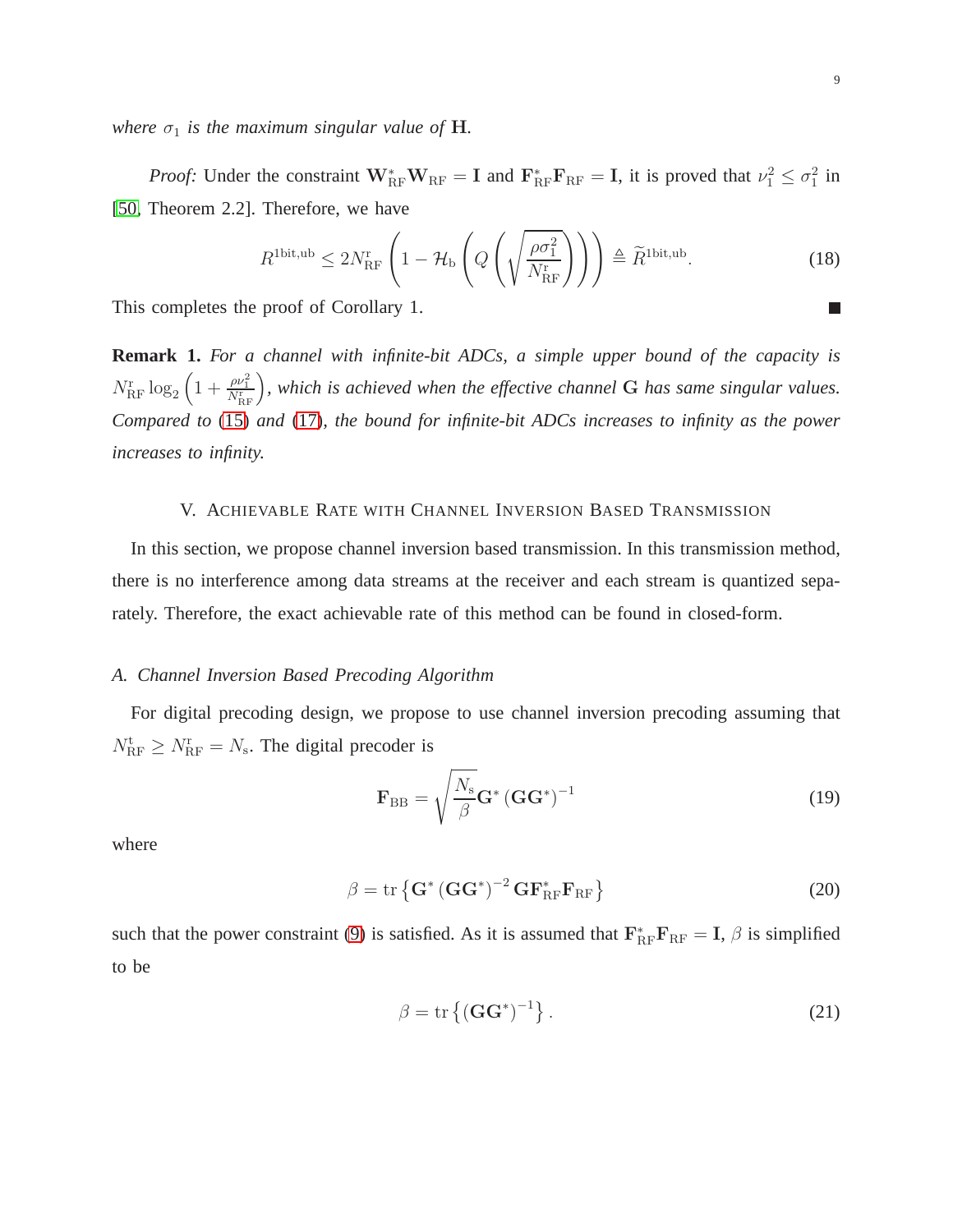*where $\sigma_1$ is the maximum singular value of $\mathbf{H}$.*

*Proof:* Under the constraint $\mathbf{W}_{\mathrm{RF}}^* \mathbf{W}_{\mathrm{RF}} = \mathbf{I}$ and $\mathbf{F}_{\mathrm{RF}}^* \mathbf{F}_{\mathrm{RF}} = \mathbf{I}$, it is proved that $\nu_1^2 \leq \sigma_1^2$ in [50, Theorem 2.2]. Therefore, we have

$$R^{\mathrm{1bit,ub}} \leq 2N_{\mathrm{RF}}^{\mathrm{r}} \left(1 - \mathcal{H}_{\mathrm{b}}\left(Q\left(\sqrt{\frac{\rho\sigma_1^2}{N_{\mathrm{RF}}^{\mathrm{r}}}}\right)\right)\right) \triangleq \widetilde{R}^{\mathrm{1bit,ub}}. \tag{18}$$

This completes the proof of Corollary 1. ∎

**Remark 1.** *For a channel with infinite-bit ADCs, a simple upper bound of the capacity is $N_{\mathrm{RF}}^{\mathrm{r}} \log_2\left(1 + \frac{\rho\nu_1^2}{N_{\mathrm{RF}}^{\mathrm{r}}}\right)$, which is achieved when the effective channel $\mathbf{G}$ has same singular values. Compared to (15) and (17), the bound for infinite-bit ADCs increases to infinity as the power increases to infinity.*

## V. Achievable Rate with Channel Inversion Based Transmission

In this section, we propose channel inversion based transmission. In this transmission method, there is no interference among data streams at the receiver and each stream is quantized separately. Therefore, the exact achievable rate of this method can be found in closed-form.

### A. Channel Inversion Based Precoding Algorithm

For digital precoding design, we propose to use channel inversion precoding assuming that $N_{\mathrm{RF}}^{\mathrm{t}} \geq N_{\mathrm{RF}}^{\mathrm{r}} = N_{\mathrm{s}}$. The digital precoder is

$$\mathbf{F}_{\mathrm{BB}} = \sqrt{\frac{N_{\mathrm{s}}}{\beta}} \mathbf{G}^* \left(\mathbf{G}\mathbf{G}^*\right)^{-1} \tag{19}$$

where

$$\beta = \mathrm{tr}\left\{\mathbf{G}^* \left(\mathbf{G}\mathbf{G}^*\right)^{-2} \mathbf{G}\mathbf{F}_{\mathrm{RF}}^* \mathbf{F}_{\mathrm{RF}}\right\} \tag{20}$$

such that the power constraint (9) is satisfied. As it is assumed that $\mathbf{F}_{\mathrm{RF}}^* \mathbf{F}_{\mathrm{RF}} = \mathbf{I}$, $\beta$ is simplified to be

$$\beta = \mathrm{tr}\left\{\left(\mathbf{G}\mathbf{G}^*\right)^{-1}\right\}. \tag{21}$$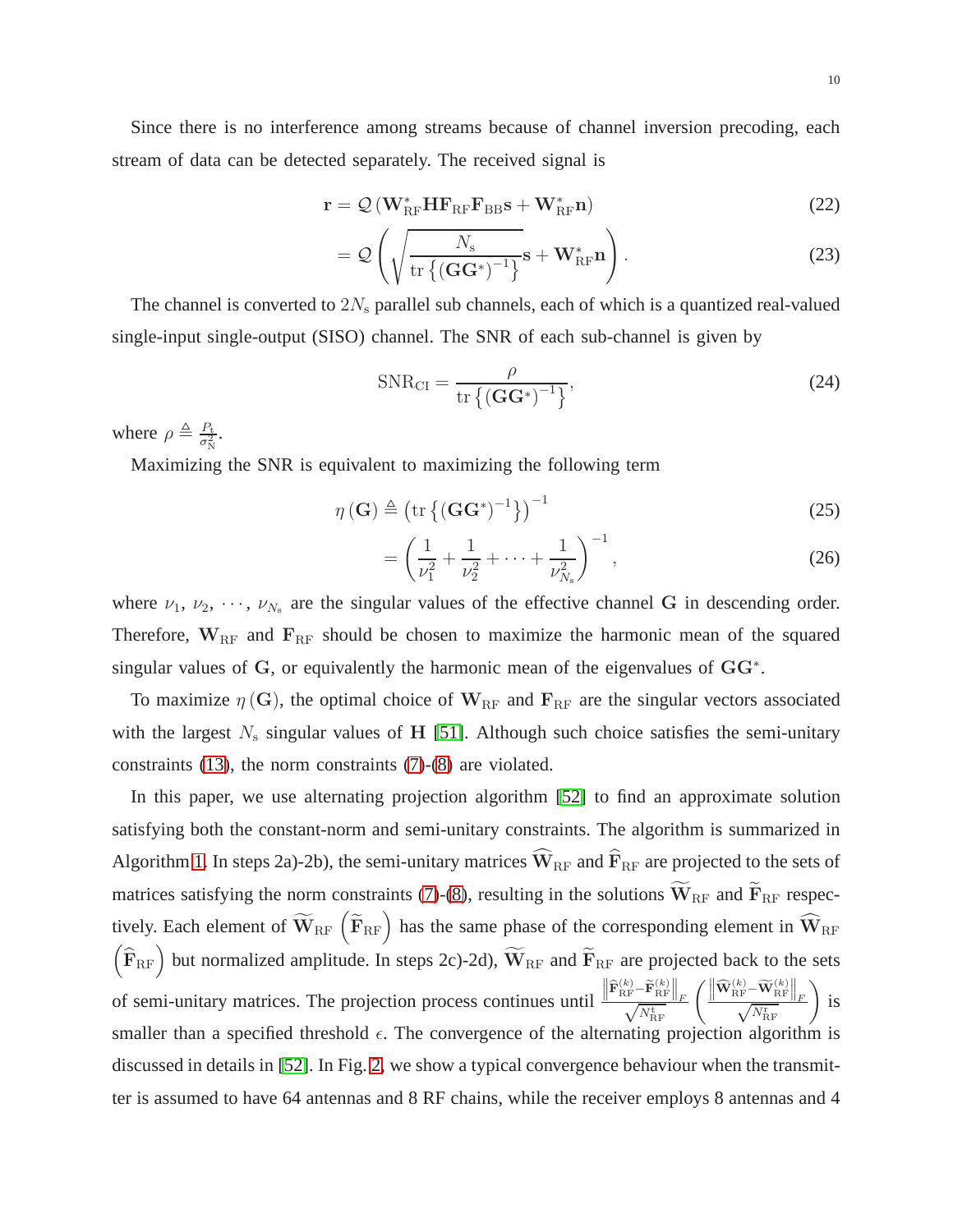Since there is no interference among streams because of channel inversion precoding, each stream of data can be detected separately. The received signal is

$$\mathbf{r} = \mathcal{Q}\left(\mathbf{W}_{\mathrm{RF}}^{*}\mathbf{H}\mathbf{F}_{\mathrm{RF}}\mathbf{F}_{\mathrm{BB}}\mathbf{s} + \mathbf{W}_{\mathrm{RF}}^{*}\mathbf{n}\right) \tag{22}$$

$$= \mathcal{Q}\left(\sqrt{\frac{N_{\mathrm{s}}}{\mathrm{tr}\left\{(\mathbf{G}\mathbf{G}^{*})^{-1}\right\}}}\mathbf{s} + \mathbf{W}_{\mathrm{RF}}^{*}\mathbf{n}\right). \tag{23}$$

The channel is converted to $2N_{\mathrm{s}}$ parallel sub channels, each of which is a quantized real-valued single-input single-output (SISO) channel. The SNR of each sub-channel is given by

$$\mathrm{SNR}_{\mathrm{CI}} = \frac{\rho}{\mathrm{tr}\left\{(\mathbf{G}\mathbf{G}^{*})^{-1}\right\}}, \tag{24}$$

where $\rho \triangleq \frac{P_{\mathrm{t}}}{\sigma_{\mathrm{N}}^{2}}$.

Maximizing the SNR is equivalent to maximizing the following term

$$\eta(\mathbf{G}) \triangleq \left(\mathrm{tr}\left\{(\mathbf{G}\mathbf{G}^{*})^{-1}\right\}\right)^{-1} \tag{25}$$

$$= \left(\frac{1}{\nu_1^2} + \frac{1}{\nu_2^2} + \cdots + \frac{1}{\nu_{N_{\mathrm{s}}}^2}\right)^{-1}, \tag{26}$$

where $\nu_1, \nu_2, \cdots, \nu_{N_{\mathrm{s}}}$ are the singular values of the effective channel $\mathbf{G}$ in descending order. Therefore, $\mathbf{W}_{\mathrm{RF}}$ and $\mathbf{F}_{\mathrm{RF}}$ should be chosen to maximize the harmonic mean of the squared singular values of $\mathbf{G}$, or equivalently the harmonic mean of the eigenvalues of $\mathbf{G}\mathbf{G}^{*}$.

To maximize $\eta(\mathbf{G})$, the optimal choice of $\mathbf{W}_{\mathrm{RF}}$ and $\mathbf{F}_{\mathrm{RF}}$ are the singular vectors associated with the largest $N_{\mathrm{s}}$ singular values of $\mathbf{H}$ [51]. Although such choice satisfies the semi-unitary constraints (13), the norm constraints (7)-(8) are violated.

In this paper, we use alternating projection algorithm [52] to find an approximate solution satisfying both the constant-norm and semi-unitary constraints. The algorithm is summarized in Algorithm 1. In steps 2a)-2b), the semi-unitary matrices $\widehat{\mathbf{W}}_{\mathrm{RF}}$ and $\widehat{\mathbf{F}}_{\mathrm{RF}}$ are projected to the sets of matrices satisfying the norm constraints (7)-(8), resulting in the solutions $\widetilde{\mathbf{W}}_{\mathrm{RF}}$ and $\widetilde{\mathbf{F}}_{\mathrm{RF}}$ respectively. Each element of $\widetilde{\mathbf{W}}_{\mathrm{RF}}$ $\left(\widetilde{\mathbf{F}}_{\mathrm{RF}}\right)$ has the same phase of the corresponding element in $\widehat{\mathbf{W}}_{\mathrm{RF}}$ $\left(\widehat{\mathbf{F}}_{\mathrm{RF}}\right)$ but normalized amplitude. In steps 2c)-2d), $\widetilde{\mathbf{W}}_{\mathrm{RF}}$ and $\widetilde{\mathbf{F}}_{\mathrm{RF}}$ are projected back to the sets of semi-unitary matrices. The projection process continues until $\frac{\left\|\widehat{\mathbf{F}}_{\mathrm{RF}}^{(k)} - \widetilde{\mathbf{F}}_{\mathrm{RF}}^{(k)}\right\|_F}{\sqrt{N_{\mathrm{RF}}^{\mathrm{t}}}}$ $\left(\frac{\left\|\widehat{\mathbf{W}}_{\mathrm{RF}}^{(k)} - \widetilde{\mathbf{W}}_{\mathrm{RF}}^{(k)}\right\|_F}{\sqrt{N_{\mathrm{RF}}^{\mathrm{r}}}}\right)$ is smaller than a specified threshold $\epsilon$. The convergence of the alternating projection algorithm is discussed in details in [52]. In Fig. 2, we show a typical convergence behaviour when the transmitter is assumed to have 64 antennas and 8 RF chains, while the receiver employs 8 antennas and 4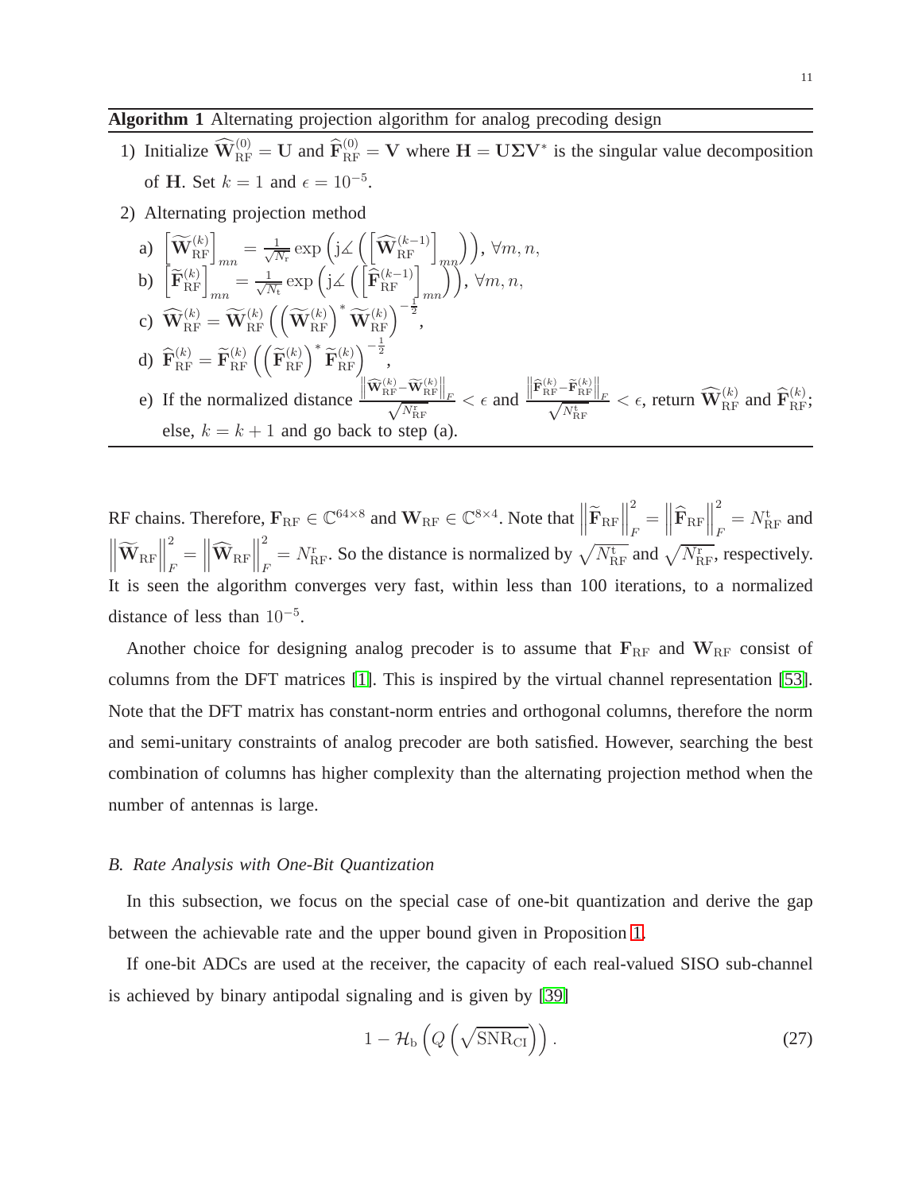**Algorithm 1** Alternating projection algorithm for analog precoding design

1) Initialize $\widehat{\mathbf{W}}_{\mathrm{RF}}^{(0)} = \mathbf{U}$ and $\widehat{\mathbf{F}}_{\mathrm{RF}}^{(0)} = \mathbf{V}$ where $\mathbf{H} = \mathbf{U}\boldsymbol{\Sigma}\mathbf{V}^*$ is the singular value decomposition of $\mathbf{H}$. Set $k = 1$ and $\epsilon = 10^{-5}$.
2) Alternating projection method
   a) $\left[\widetilde{\mathbf{W}}_{\mathrm{RF}}^{(k)}\right]_{mn} = \frac{1}{\sqrt{N_{\mathrm{r}}}} \exp\left(\mathrm{j}\measuredangle\left(\left[\widehat{\mathbf{W}}_{\mathrm{RF}}^{(k-1)}\right]_{mn}\right)\right), \forall m, n,$
   b) $\left[\widetilde{\mathbf{F}}_{\mathrm{RF}}^{(k)}\right]_{mn} = \frac{1}{\sqrt{N_{\mathrm{t}}}} \exp\left(\mathrm{j}\measuredangle\left(\left[\widehat{\mathbf{F}}_{\mathrm{RF}}^{(k-1)}\right]_{mn}\right)\right), \forall m, n,$
   c) $\widehat{\mathbf{W}}_{\mathrm{RF}}^{(k)} = \widetilde{\mathbf{W}}_{\mathrm{RF}}^{(k)} \left(\left(\widetilde{\mathbf{W}}_{\mathrm{RF}}^{(k)}\right)^* \widetilde{\mathbf{W}}_{\mathrm{RF}}^{(k)}\right)^{-\frac{1}{2}},$
   d) $\widehat{\mathbf{F}}_{\mathrm{RF}}^{(k)} = \widetilde{\mathbf{F}}_{\mathrm{RF}}^{(k)} \left(\left(\widetilde{\mathbf{F}}_{\mathrm{RF}}^{(k)}\right)^* \widetilde{\mathbf{F}}_{\mathrm{RF}}^{(k)}\right)^{-\frac{1}{2}},$
   e) If the normalized distance $\frac{\left\|\widehat{\mathbf{W}}_{\mathrm{RF}}^{(k)} - \widetilde{\mathbf{W}}_{\mathrm{RF}}^{(k)}\right\|_F}{\sqrt{N_{\mathrm{RF}}^{\mathrm{r}}}} < \epsilon$ and $\frac{\left\|\widehat{\mathbf{F}}_{\mathrm{RF}}^{(k)} - \widetilde{\mathbf{F}}_{\mathrm{RF}}^{(k)}\right\|_F}{\sqrt{N_{\mathrm{RF}}^{\mathrm{t}}}} < \epsilon$, return $\widehat{\mathbf{W}}_{\mathrm{RF}}^{(k)}$ and $\widehat{\mathbf{F}}_{\mathrm{RF}}^{(k)}$; else, $k = k + 1$ and go back to step (a).

RF chains. Therefore, $\mathbf{F}_{\mathrm{RF}} \in \mathbb{C}^{64\times 8}$ and $\mathbf{W}_{\mathrm{RF}} \in \mathbb{C}^{8\times 4}$. Note that $\left\|\widetilde{\mathbf{F}}_{\mathrm{RF}}\right\|_F^2 = \left\|\widehat{\mathbf{F}}_{\mathrm{RF}}\right\|_F^2 = N_{\mathrm{RF}}^{\mathrm{t}}$ and $\left\|\widetilde{\mathbf{W}}_{\mathrm{RF}}\right\|_F^2 = \left\|\widehat{\mathbf{W}}_{\mathrm{RF}}\right\|_F^2 = N_{\mathrm{RF}}^{\mathrm{r}}$. So the distance is normalized by $\sqrt{N_{\mathrm{RF}}^{\mathrm{t}}}$ and $\sqrt{N_{\mathrm{RF}}^{\mathrm{r}}}$, respectively. It is seen the algorithm converges very fast, within less than 100 iterations, to a normalized distance of less than $10^{-5}$.

Another choice for designing analog precoder is to assume that $\mathbf{F}_{\mathrm{RF}}$ and $\mathbf{W}_{\mathrm{RF}}$ consist of columns from the DFT matrices [1]. This is inspired by the virtual channel representation [53]. Note that the DFT matrix has constant-norm entries and orthogonal columns, therefore the norm and semi-unitary constraints of analog precoder are both satisfied. However, searching the best combination of columns has higher complexity than the alternating projection method when the number of antennas is large.

### *B. Rate Analysis with One-Bit Quantization*

In this subsection, we focus on the special case of one-bit quantization and derive the gap between the achievable rate and the upper bound given in Proposition 1.

If one-bit ADCs are used at the receiver, the capacity of each real-valued SISO sub-channel is achieved by binary antipodal signaling and is given by [39]

$$1 - \mathcal{H}_{\mathrm{b}}\left(Q\left(\sqrt{\mathrm{SNR}_{\mathrm{CI}}}\right)\right). \tag{27}$$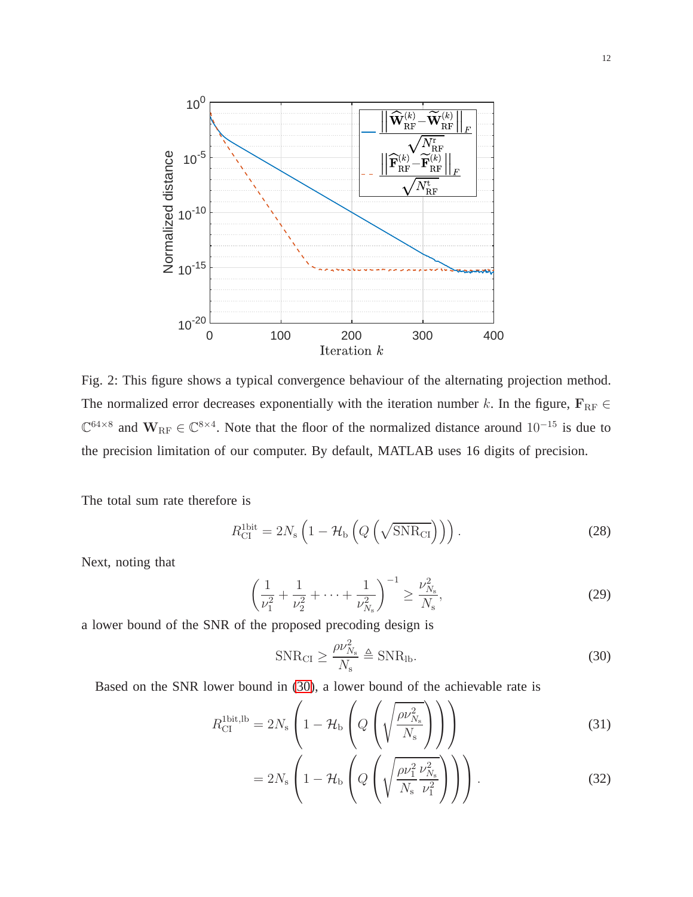Fig. 2: This figure shows a typical convergence behaviour of the alternating projection method. The normalized error decreases exponentially with the iteration number $k$. In the figure, $\mathbf{F}_{\rm RF} \in \mathbb{C}^{64\times 8}$ and $\mathbf{W}_{\rm RF} \in \mathbb{C}^{8\times 4}$. Note that the floor of the normalized distance around $10^{-15}$ is due to the precision limitation of our computer. By default, MATLAB uses 16 digits of precision.

The total sum rate therefore is

$$R_{\rm CI}^{\rm 1bit} = 2N_{\rm s}\left(1 - \mathcal{H}_{\rm b}\left(Q\left(\sqrt{\rm SNR_{CI}}\right)\right)\right). \tag{28}$$

Next, noting that

$$\left(\frac{1}{\nu_1^2} + \frac{1}{\nu_2^2} + \cdots + \frac{1}{\nu_{N_{\rm s}}^2}\right)^{-1} \geq \frac{\nu_{N_{\rm s}}^2}{N_{\rm s}}, \tag{29}$$

a lower bound of the SNR of the proposed precoding design is

$$\mathrm{SNR_{CI}} \geq \frac{\rho \nu_{N_{\rm s}}^2}{N_{\rm s}} \triangleq \mathrm{SNR_{lb}}. \tag{30}$$

Based on the SNR lower bound in (30), a lower bound of the achievable rate is

$$R_{\rm CI}^{\rm 1bit,lb} = 2N_{\rm s}\left(1 - \mathcal{H}_{\rm b}\left(Q\left(\sqrt{\frac{\rho\nu_{N_{\rm s}}^2}{N_{\rm s}}}\right)\right)\right) \tag{31}$$

$$= 2N_{\rm s}\left(1 - \mathcal{H}_{\rm b}\left(Q\left(\sqrt{\frac{\rho\nu_1^2}{N_{\rm s}}\frac{\nu_{N_{\rm s}}^2}{\nu_1^2}}\right)\right)\right). \tag{32}$$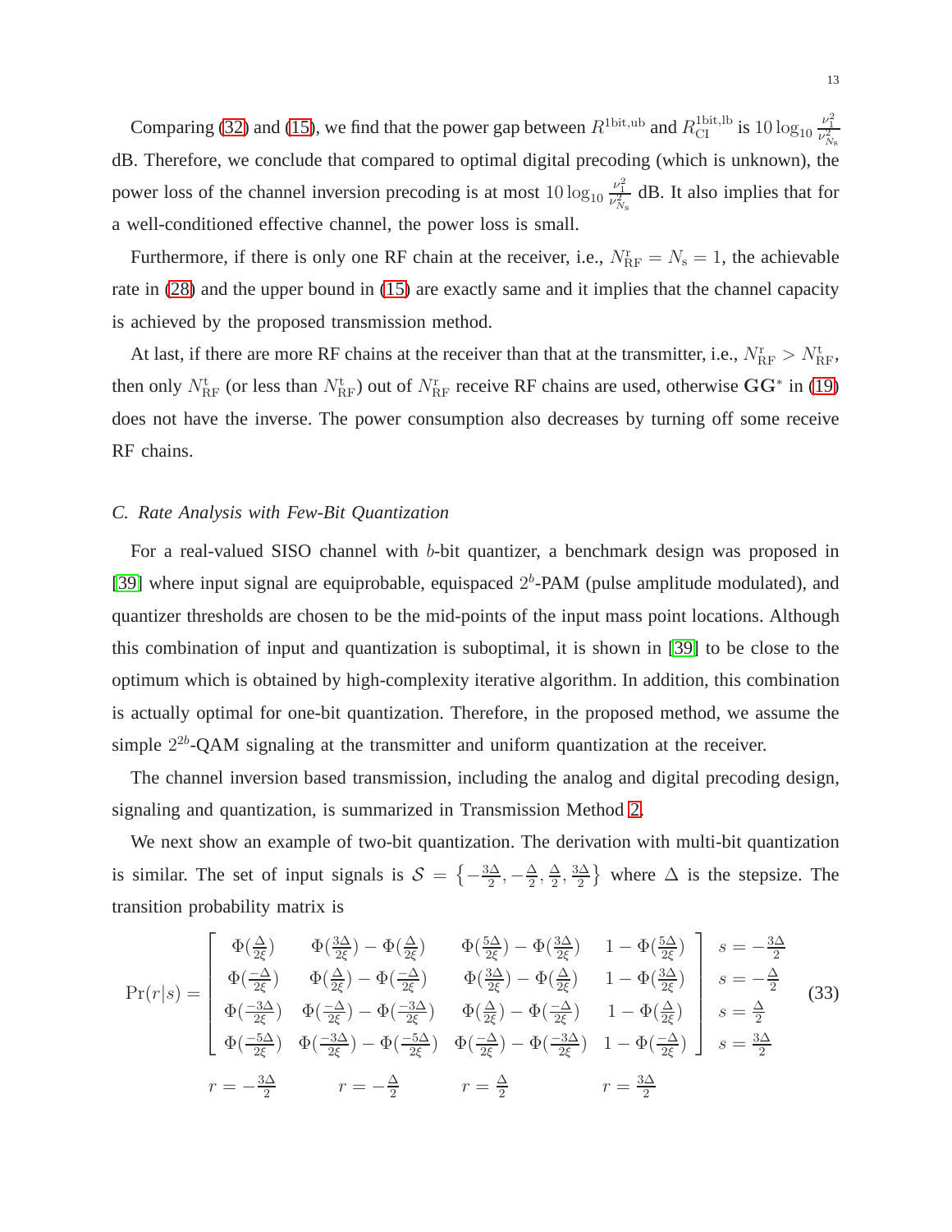Comparing (32) and (15), we find that the power gap between $R^{\text{1bit,ub}}$ and $R_{\text{CI}}^{\text{1bit,lb}}$ is $10\log_{10}\frac{\nu_1^2}{\nu_{N_\text{s}}^2}$ dB. Therefore, we conclude that compared to optimal digital precoding (which is unknown), the power loss of the channel inversion precoding is at most $10\log_{10}\frac{\nu_1^2}{\nu_{N_\text{s}}^2}$ dB. It also implies that for a well-conditioned effective channel, the power loss is small.

Furthermore, if there is only one RF chain at the receiver, i.e., $N_{\text{RF}}^{\text{r}} = N_{\text{s}} = 1$, the achievable rate in (28) and the upper bound in (15) are exactly same and it implies that the channel capacity is achieved by the proposed transmission method.

At last, if there are more RF chains at the receiver than that at the transmitter, i.e., $N_{\text{RF}}^{\text{r}} > N_{\text{RF}}^{\text{t}}$, then only $N_{\text{RF}}^{\text{t}}$ (or less than $N_{\text{RF}}^{\text{t}}$) out of $N_{\text{RF}}^{\text{r}}$ receive RF chains are used, otherwise $\mathbf{G}\mathbf{G}^*$ in (19) does not have the inverse. The power consumption also decreases by turning off some receive RF chains.

### *C. Rate Analysis with Few-Bit Quantization*

For a real-valued SISO channel with $b$-bit quantizer, a benchmark design was proposed in [39] where input signal are equiprobable, equispaced $2^b$-PAM (pulse amplitude modulated), and quantizer thresholds are chosen to be the mid-points of the input mass point locations. Although this combination of input and quantization is suboptimal, it is shown in [39] to be close to the optimum which is obtained by high-complexity iterative algorithm. In addition, this combination is actually optimal for one-bit quantization. Therefore, in the proposed method, we assume the simple $2^{2b}$-QAM signaling at the transmitter and uniform quantization at the receiver.

The channel inversion based transmission, including the analog and digital precoding design, signaling and quantization, is summarized in Transmission Method 2.

We next show an example of two-bit quantization. The derivation with multi-bit quantization is similar. The set of input signals is $\mathcal{S} = \left\{-\frac{3\Delta}{2}, -\frac{\Delta}{2}, \frac{\Delta}{2}, \frac{3\Delta}{2}\right\}$ where $\Delta$ is the stepsize. The transition probability matrix is

$$
\Pr(r|s) = \begin{bmatrix}
\Phi(\frac{\Delta}{2\xi}) & \Phi(\frac{3\Delta}{2\xi}) - \Phi(\frac{\Delta}{2\xi}) & \Phi(\frac{5\Delta}{2\xi}) - \Phi(\frac{3\Delta}{2\xi}) & 1 - \Phi(\frac{5\Delta}{2\xi}) \\
\Phi(\frac{-\Delta}{2\xi}) & \Phi(\frac{\Delta}{2\xi}) - \Phi(\frac{-\Delta}{2\xi}) & \Phi(\frac{3\Delta}{2\xi}) - \Phi(\frac{\Delta}{2\xi}) & 1 - \Phi(\frac{3\Delta}{2\xi}) \\
\Phi(\frac{-3\Delta}{2\xi}) & \Phi(\frac{-\Delta}{2\xi}) - \Phi(\frac{-3\Delta}{2\xi}) & \Phi(\frac{\Delta}{2\xi}) - \Phi(\frac{-\Delta}{2\xi}) & 1 - \Phi(\frac{\Delta}{2\xi}) \\
\Phi(\frac{-5\Delta}{2\xi}) & \Phi(\frac{-3\Delta}{2\xi}) - \Phi(\frac{-5\Delta}{2\xi}) & \Phi(\frac{-\Delta}{2\xi}) - \Phi(\frac{-3\Delta}{2\xi}) & 1 - \Phi(\frac{-\Delta}{2\xi})
\end{bmatrix}
\begin{matrix} s = -\frac{3\Delta}{2} \\ s = -\frac{\Delta}{2} \\ s = \frac{\Delta}{2} \\ s = \frac{3\Delta}{2} \end{matrix}
\tag{33}
$$

$$
r = -\frac{3\Delta}{2} \qquad r = -\frac{\Delta}{2} \qquad r = \frac{\Delta}{2} \qquad r = \frac{3\Delta}{2}
$$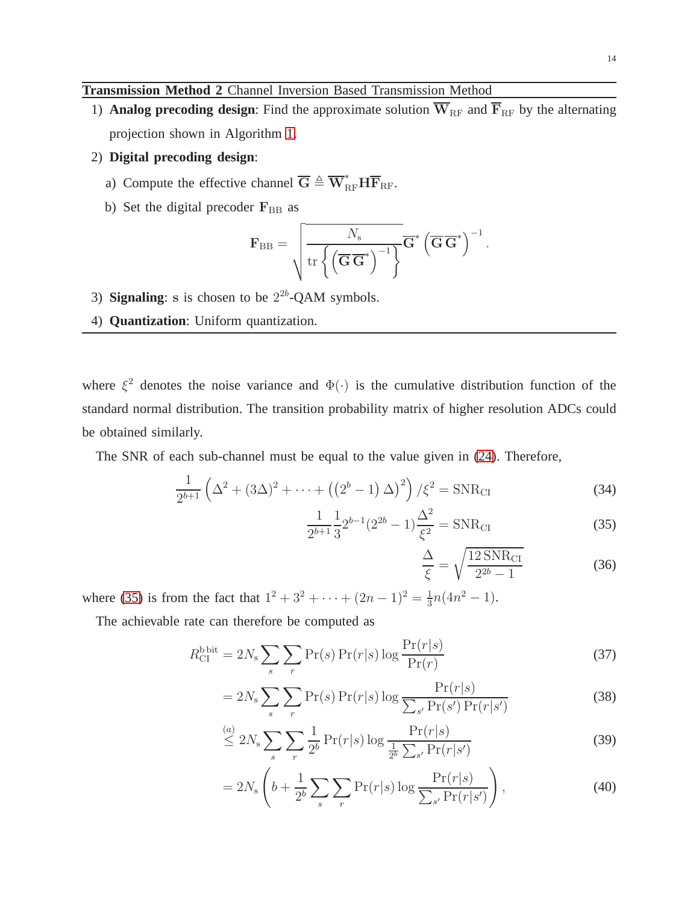**Transmission Method 2** Channel Inversion Based Transmission Method

1) **Analog precoding design**: Find the approximate solution $\overline{\mathbf{W}}_{\rm RF}$ and $\overline{\mathbf{F}}_{\rm RF}$ by the alternating projection shown in Algorithm 1.
2) **Digital precoding design**:
   a) Compute the effective channel $\overline{\mathbf{G}} \triangleq \overline{\mathbf{W}}_{\rm RF}^{*}\mathbf{H}\overline{\mathbf{F}}_{\rm RF}$.
   b) Set the digital precoder $\mathbf{F}_{\rm BB}$ as
   $$\mathbf{F}_{\rm BB} = \sqrt{\frac{N_{\rm s}}{\operatorname{tr}\left\{\left(\overline{\mathbf{G}}\,\overline{\mathbf{G}}^{*}\right)^{-1}\right\}}}\overline{\mathbf{G}}^{*}\left(\overline{\mathbf{G}}\,\overline{\mathbf{G}}^{*}\right)^{-1}.$$
3) **Signaling**: s is chosen to be $2^{2b}$-QAM symbols.
4) **Quantization**: Uniform quantization.

where $\xi^2$ denotes the noise variance and $\Phi(\cdot)$ is the cumulative distribution function of the standard normal distribution. The transition probability matrix of higher resolution ADCs could be obtained similarly.

The SNR of each sub-channel must be equal to the value given in (24). Therefore,

$$\frac{1}{2^{b+1}}\left(\Delta^2 + (3\Delta)^2 + \cdots + \left(\left(2^b-1\right)\Delta\right)^2\right)/\xi^2 = \mathrm{SNR}_{\rm CI} \tag{34}$$

$$\frac{1}{2^{b+1}}\frac{1}{3}2^{b-1}(2^{2b}-1)\frac{\Delta^2}{\xi^2} = \mathrm{SNR}_{\rm CI} \tag{35}$$

$$\frac{\Delta}{\xi} = \sqrt{\frac{12\,\mathrm{SNR}_{\rm CI}}{2^{2b}-1}} \tag{36}$$

where (35) is from the fact that $1^2 + 3^2 + \cdots + (2n-1)^2 = \frac{1}{3}n(4n^2-1)$.

The achievable rate can therefore be computed as

$$R_{\rm CI}^{\rm b\,bit} = 2N_{\rm s}\sum_{s}\sum_{r}\Pr(s)\Pr(r|s)\log\frac{\Pr(r|s)}{\Pr(r)} \tag{37}$$

$$= 2N_{\rm s}\sum_{s}\sum_{r}\Pr(s)\Pr(r|s)\log\frac{\Pr(r|s)}{\sum_{s'}\Pr(s')\Pr(r|s')} \tag{38}$$

$$\stackrel{(a)}{\leq} 2N_{\rm s}\sum_{s}\sum_{r}\frac{1}{2^b}\Pr(r|s)\log\frac{\Pr(r|s)}{\frac{1}{2^b}\sum_{s'}\Pr(r|s')} \tag{39}$$

$$= 2N_{\rm s}\left(b + \frac{1}{2^b}\sum_{s}\sum_{r}\Pr(r|s)\log\frac{\Pr(r|s)}{\sum_{s'}\Pr(r|s')}\right), \tag{40}$$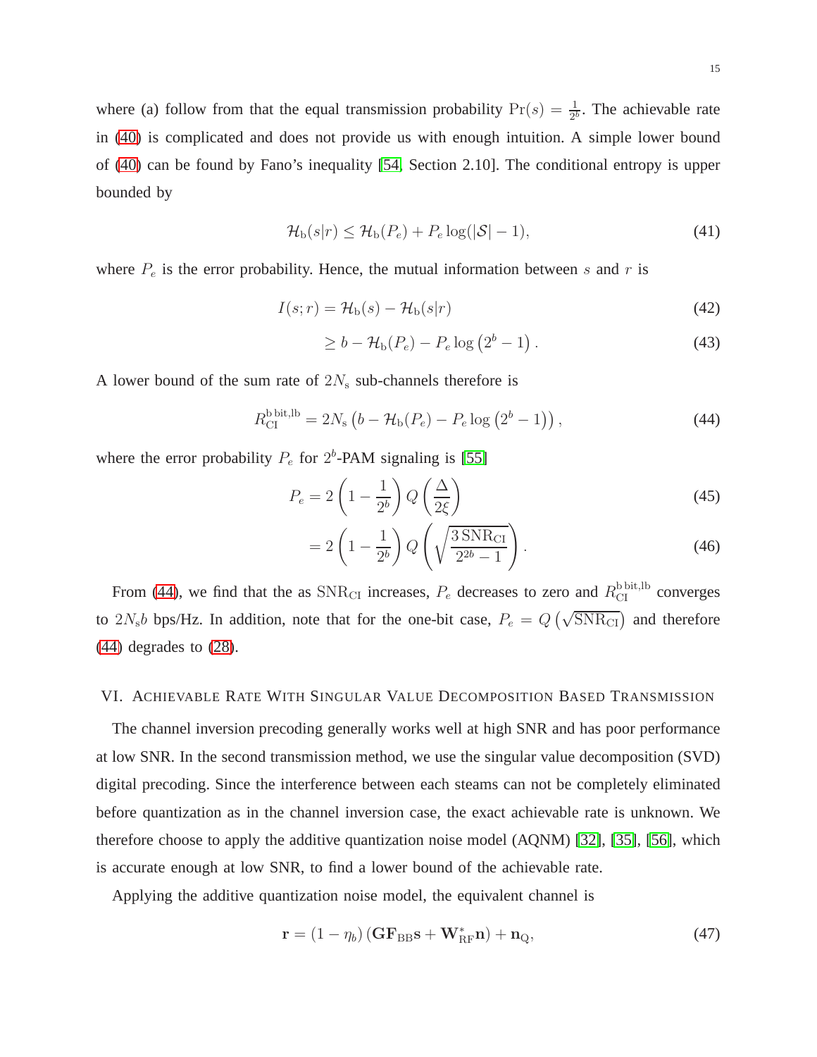where (a) follow from that the equal transmission probability $\Pr(s) = \frac{1}{2^b}$. The achievable rate in (40) is complicated and does not provide us with enough intuition. A simple lower bound of (40) can be found by Fano's inequality [54, Section 2.10]. The conditional entropy is upper bounded by

$$\mathcal{H}_{\rm b}(s|r) \le \mathcal{H}_{\rm b}(P_e) + P_e \log(|\mathcal{S}| - 1), \tag{41}$$

where $P_e$ is the error probability. Hence, the mutual information between $s$ and $r$ is

$$I(s;r) = \mathcal{H}_{\rm b}(s) - \mathcal{H}_{\rm b}(s|r) \tag{42}$$

$$\ge b - \mathcal{H}_{\rm b}(P_e) - P_e \log\left(2^b - 1\right). \tag{43}$$

A lower bound of the sum rate of $2N_{\rm s}$ sub-channels therefore is

$$R_{\rm CI}^{\rm b\,bit,lb} = 2N_{\rm s}\left(b - \mathcal{H}_{\rm b}(P_e) - P_e \log\left(2^b - 1\right)\right), \tag{44}$$

where the error probability $P_e$ for $2^b$-PAM signaling is [55]

$$P_e = 2\left(1 - \frac{1}{2^b}\right) Q\left(\frac{\Delta}{2\xi}\right) \tag{45}$$

$$= 2\left(1 - \frac{1}{2^b}\right) Q\left(\sqrt{\frac{3\,\mathrm{SNR}_{\rm CI}}{2^{2b} - 1}}\right). \tag{46}$$

From (44), we find that the as $\mathrm{SNR}_{\rm CI}$ increases, $P_e$ decreases to zero and $R_{\rm CI}^{\rm b\,bit,lb}$ converges to $2N_{\rm s}b$ bps/Hz. In addition, note that for the one-bit case, $P_e = Q\left(\sqrt{\mathrm{SNR}_{\rm CI}}\right)$ and therefore (44) degrades to (28).

## VI. Achievable Rate With Singular Value Decomposition Based Transmission

The channel inversion precoding generally works well at high SNR and has poor performance at low SNR. In the second transmission method, we use the singular value decomposition (SVD) digital precoding. Since the interference between each steams can not be completely eliminated before quantization as in the channel inversion case, the exact achievable rate is unknown. We therefore choose to apply the additive quantization noise model (AQNM) [32], [35], [56], which is accurate enough at low SNR, to find a lower bound of the achievable rate.

Applying the additive quantization noise model, the equivalent channel is

$$\mathbf{r} = (1 - \eta_b)\left(\mathbf{G}\mathbf{F}_{\rm BB}\mathbf{s} + \mathbf{W}_{\rm RF}^{*}\mathbf{n}\right) + \mathbf{n}_{\rm Q}, \tag{47}$$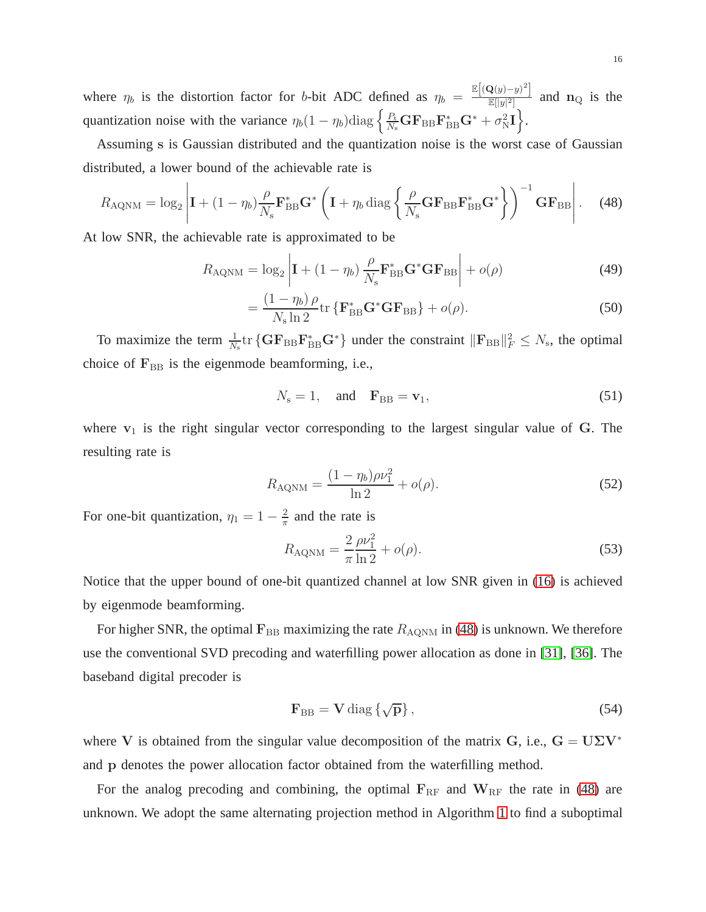where $\eta_b$ is the distortion factor for $b$-bit ADC defined as $\eta_b = \frac{\mathbb{E}\left[(\mathbf{Q}(y)-y)^2\right]}{\mathbb{E}[|y|^2]}$ and $\mathbf{n}_{\mathrm{Q}}$ is the quantization noise with the variance $\eta_b(1-\eta_b)\mathrm{diag}\left\{\frac{P_{\mathrm{t}}}{N_{\mathrm{s}}}\mathbf{G}\mathbf{F}_{\mathrm{BB}}\mathbf{F}_{\mathrm{BB}}^*\mathbf{G}^* + \sigma_{\mathrm{N}}^2\mathbf{I}\right\}$.

Assuming $\mathbf{s}$ is Gaussian distributed and the quantization noise is the worst case of Gaussian distributed, a lower bound of the achievable rate is

$$R_{\mathrm{AQNM}} = \log_2\left|\mathbf{I} + (1-\eta_b)\frac{\rho}{N_{\mathrm{s}}}\mathbf{F}_{\mathrm{BB}}^*\mathbf{G}^*\left(\mathbf{I} + \eta_b\,\mathrm{diag}\left\{\frac{\rho}{N_{\mathrm{s}}}\mathbf{G}\mathbf{F}_{\mathrm{BB}}\mathbf{F}_{\mathrm{BB}}^*\mathbf{G}^*\right\}\right)^{-1}\mathbf{G}\mathbf{F}_{\mathrm{BB}}\right|. \quad (48)$$

At low SNR, the achievable rate is approximated to be

$$R_{\mathrm{AQNM}} = \log_2\left|\mathbf{I} + (1-\eta_b)\frac{\rho}{N_{\mathrm{s}}}\mathbf{F}_{\mathrm{BB}}^*\mathbf{G}^*\mathbf{G}\mathbf{F}_{\mathrm{BB}}\right| + o(\rho) \quad (49)$$

$$= \frac{(1-\eta_b)\,\rho}{N_{\mathrm{s}}\ln 2}\mathrm{tr}\left\{\mathbf{F}_{\mathrm{BB}}^*\mathbf{G}^*\mathbf{G}\mathbf{F}_{\mathrm{BB}}\right\} + o(\rho). \quad (50)$$

To maximize the term $\frac{1}{N_{\mathrm{s}}}\mathrm{tr}\left\{\mathbf{G}\mathbf{F}_{\mathrm{BB}}\mathbf{F}_{\mathrm{BB}}^*\mathbf{G}^*\right\}$ under the constraint $\|\mathbf{F}_{\mathrm{BB}}\|_F^2 \leq N_{\mathrm{s}}$, the optimal choice of $\mathbf{F}_{\mathrm{BB}}$ is the eigenmode beamforming, i.e.,

$$N_{\mathrm{s}} = 1, \quad \text{and} \quad \mathbf{F}_{\mathrm{BB}} = \mathbf{v}_1, \quad (51)$$

where $\mathbf{v}_1$ is the right singular vector corresponding to the largest singular value of $\mathbf{G}$. The resulting rate is

$$R_{\mathrm{AQNM}} = \frac{(1-\eta_b)\rho\nu_1^2}{\ln 2} + o(\rho). \quad (52)$$

For one-bit quantization, $\eta_1 = 1 - \frac{2}{\pi}$ and the rate is

$$R_{\mathrm{AQNM}} = \frac{2}{\pi}\frac{\rho\nu_1^2}{\ln 2} + o(\rho). \quad (53)$$

Notice that the upper bound of one-bit quantized channel at low SNR given in (16) is achieved by eigenmode beamforming.

For higher SNR, the optimal $\mathbf{F}_{\mathrm{BB}}$ maximizing the rate $R_{\mathrm{AQNM}}$ in (48) is unknown. We therefore use the conventional SVD precoding and waterfilling power allocation as done in [31], [36]. The baseband digital precoder is

$$\mathbf{F}_{\mathrm{BB}} = \mathbf{V}\,\mathrm{diag}\left\{\sqrt{\mathbf{p}}\right\}, \quad (54)$$

where $\mathbf{V}$ is obtained from the singular value decomposition of the matrix $\mathbf{G}$, i.e., $\mathbf{G} = \mathbf{U}\boldsymbol{\Sigma}\mathbf{V}^*$ and $\mathbf{p}$ denotes the power allocation factor obtained from the waterfilling method.

For the analog precoding and combining, the optimal $\mathbf{F}_{\mathrm{RF}}$ and $\mathbf{W}_{\mathrm{RF}}$ the rate in (48) are unknown. We adopt the same alternating projection method in Algorithm 1 to find a suboptimal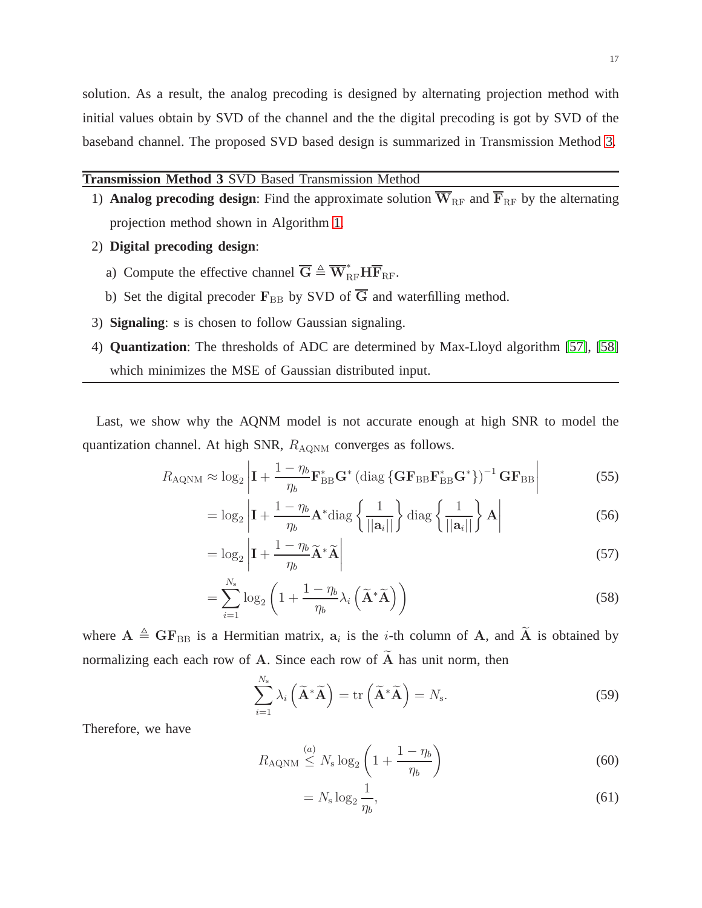solution. As a result, the analog precoding is designed by alternating projection method with initial values obtain by SVD of the channel and the the digital precoding is got by SVD of the baseband channel. The proposed SVD based design is summarized in Transmission Method 3.

---

**Transmission Method 3** SVD Based Transmission Method

---

1) **Analog precoding design**: Find the approximate solution $\overline{\mathbf{W}}_{\mathrm{RF}}$ and $\overline{\mathbf{F}}_{\mathrm{RF}}$ by the alternating projection method shown in Algorithm 1.
2) **Digital precoding design**:
   a) Compute the effective channel $\overline{\mathbf{G}} \triangleq \overline{\mathbf{W}}_{\mathrm{RF}}^{*}\mathbf{H}\overline{\mathbf{F}}_{\mathrm{RF}}$.
   b) Set the digital precoder $\mathbf{F}_{\mathrm{BB}}$ by SVD of $\overline{\mathbf{G}}$ and waterfilling method.
3) **Signaling**: $\mathbf{s}$ is chosen to follow Gaussian signaling.
4) **Quantization**: The thresholds of ADC are determined by Max-Lloyd algorithm [57], [58] which minimizes the MSE of Gaussian distributed input.

---

Last, we show why the AQNM model is not accurate enough at high SNR to model the quantization channel. At high SNR, $R_{\mathrm{AQNM}}$ converges as follows.

$$R_{\mathrm{AQNM}} \approx \log_2 \left| \mathbf{I} + \frac{1-\eta_b}{\eta_b} \mathbf{F}_{\mathrm{BB}}^{*} \mathbf{G}^{*} \left( \mathrm{diag}\left\{ \mathbf{G}\mathbf{F}_{\mathrm{BB}}\mathbf{F}_{\mathrm{BB}}^{*}\mathbf{G}^{*} \right\} \right)^{-1} \mathbf{G}\mathbf{F}_{\mathrm{BB}} \right| \tag{55}$$

$$= \log_2 \left| \mathbf{I} + \frac{1-\eta_b}{\eta_b} \mathbf{A}^{*} \mathrm{diag}\left\{ \frac{1}{||\mathbf{a}_i||} \right\} \mathrm{diag}\left\{ \frac{1}{||\mathbf{a}_i||} \right\} \mathbf{A} \right| \tag{56}$$

$$= \log_2 \left| \mathbf{I} + \frac{1-\eta_b}{\eta_b} \widetilde{\mathbf{A}}^{*} \widetilde{\mathbf{A}} \right| \tag{57}$$

$$= \sum_{i=1}^{N_{\mathrm{s}}} \log_2 \left( 1 + \frac{1-\eta_b}{\eta_b} \lambda_i \left( \widetilde{\mathbf{A}}^{*} \widetilde{\mathbf{A}} \right) \right) \tag{58}$$

where $\mathbf{A} \triangleq \mathbf{G}\mathbf{F}_{\mathrm{BB}}$ is a Hermitian matrix, $\mathbf{a}_i$ is the $i$-th column of $\mathbf{A}$, and $\widetilde{\mathbf{A}}$ is obtained by normalizing each each row of $\mathbf{A}$. Since each row of $\widetilde{\mathbf{A}}$ has unit norm, then

$$\sum_{i=1}^{N_{\mathrm{s}}} \lambda_i \left( \widetilde{\mathbf{A}}^{*} \widetilde{\mathbf{A}} \right) = \mathrm{tr}\left( \widetilde{\mathbf{A}}^{*} \widetilde{\mathbf{A}} \right) = N_{\mathrm{s}}. \tag{59}$$

Therefore, we have

$$R_{\mathrm{AQNM}} \overset{(a)}{\leq} N_{\mathrm{s}} \log_2 \left( 1 + \frac{1-\eta_b}{\eta_b} \right) \tag{60}$$

$$= N_{\mathrm{s}} \log_2 \frac{1}{\eta_b}, \tag{61}$$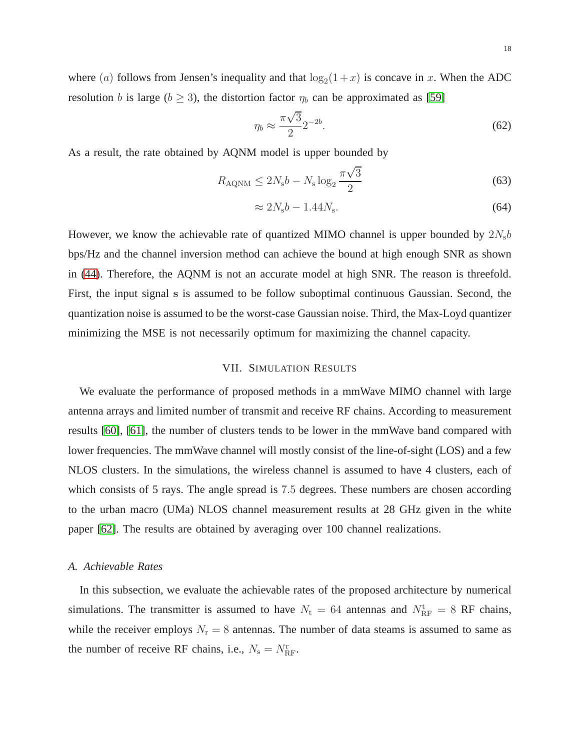where $(a)$ follows from Jensen's inequality and that $\log_2(1+x)$ is concave in $x$. When the ADC resolution $b$ is large ($b \geq 3$), the distortion factor $\eta_b$ can be approximated as [59]

$$\eta_b \approx \frac{\pi\sqrt{3}}{2} 2^{-2b}. \tag{62}$$

As a result, the rate obtained by AQNM model is upper bounded by

$$R_{\mathrm{AQNM}} \leq 2N_{\mathrm{s}}b - N_{\mathrm{s}} \log_2 \frac{\pi\sqrt{3}}{2} \tag{63}$$

$$\approx 2N_{\mathrm{s}}b - 1.44N_{\mathrm{s}}. \tag{64}$$

However, we know the achievable rate of quantized MIMO channel is upper bounded by $2N_{\mathrm{s}}b$ bps/Hz and the channel inversion method can achieve the bound at high enough SNR as shown in (44). Therefore, the AQNM is not an accurate model at high SNR. The reason is threefold. First, the input signal $\mathrm{s}$ is assumed to be follow suboptimal continuous Gaussian. Second, the quantization noise is assumed to be the worst-case Gaussian noise. Third, the Max-Loyd quantizer minimizing the MSE is not necessarily optimum for maximizing the channel capacity.

## VII. Simulation Results

We evaluate the performance of proposed methods in a mmWave MIMO channel with large antenna arrays and limited number of transmit and receive RF chains. According to measurement results [60], [61], the number of clusters tends to be lower in the mmWave band compared with lower frequencies. The mmWave channel will mostly consist of the line-of-sight (LOS) and a few NLOS clusters. In the simulations, the wireless channel is assumed to have 4 clusters, each of which consists of 5 rays. The angle spread is $7.5$ degrees. These numbers are chosen according to the urban macro (UMa) NLOS channel measurement results at 28 GHz given in the white paper [62]. The results are obtained by averaging over 100 channel realizations.

### *A. Achievable Rates*

In this subsection, we evaluate the achievable rates of the proposed architecture by numerical simulations. The transmitter is assumed to have $N_{\mathrm{t}} = 64$ antennas and $N_{\mathrm{RF}}^{\mathrm{t}} = 8$ RF chains, while the receiver employs $N_{\mathrm{r}} = 8$ antennas. The number of data steams is assumed to same as the number of receive RF chains, i.e., $N_{\mathrm{s}} = N_{\mathrm{RF}}^{\mathrm{r}}$.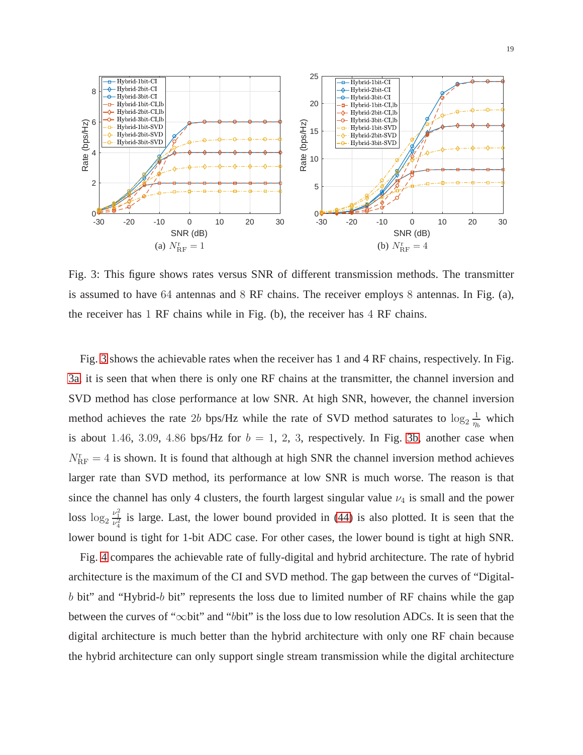Fig. 3: This figure shows rates versus SNR of different transmission methods. The transmitter is assumed to have 64 antennas and 8 RF chains. The receiver employs 8 antennas. In Fig. (a), the receiver has 1 RF chains while in Fig. (b), the receiver has 4 RF chains.

Fig. 3 shows the achievable rates when the receiver has 1 and 4 RF chains, respectively. In Fig. 3a, it is seen that when there is only one RF chains at the transmitter, the channel inversion and SVD method has close performance at low SNR. At high SNR, however, the channel inversion method achieves the rate $2b$ bps/Hz while the rate of SVD method saturates to $\log_2 \frac{1}{\eta_b}$ which is about $1.46$, $3.09$, $4.86$ bps/Hz for $b = 1, 2, 3$, respectively. In Fig. 3b, another case when $N_{\mathrm{RF}}^{\mathrm{r}} = 4$ is shown. It is found that although at high SNR the channel inversion method achieves larger rate than SVD method, its performance at low SNR is much worse. The reason is that since the channel has only 4 clusters, the fourth largest singular value $\nu_4$ is small and the power loss $\log_2 \frac{\nu_1^2}{\nu_4^2}$ is large. Last, the lower bound provided in (44) is also plotted. It is seen that the lower bound is tight for 1-bit ADC case. For other cases, the lower bound is tight at high SNR.

Fig. 4 compares the achievable rate of fully-digital and hybrid architecture. The rate of hybrid architecture is the maximum of the CI and SVD method. The gap between the curves of "Digital-$b$ bit" and "Hybrid-$b$ bit" represents the loss due to limited number of RF chains while the gap between the curves of "$\infty$bit" and "$b$bit" is the loss due to low resolution ADCs. It is seen that the digital architecture is much better than the hybrid architecture with only one RF chain because the hybrid architecture can only support single stream transmission while the digital architecture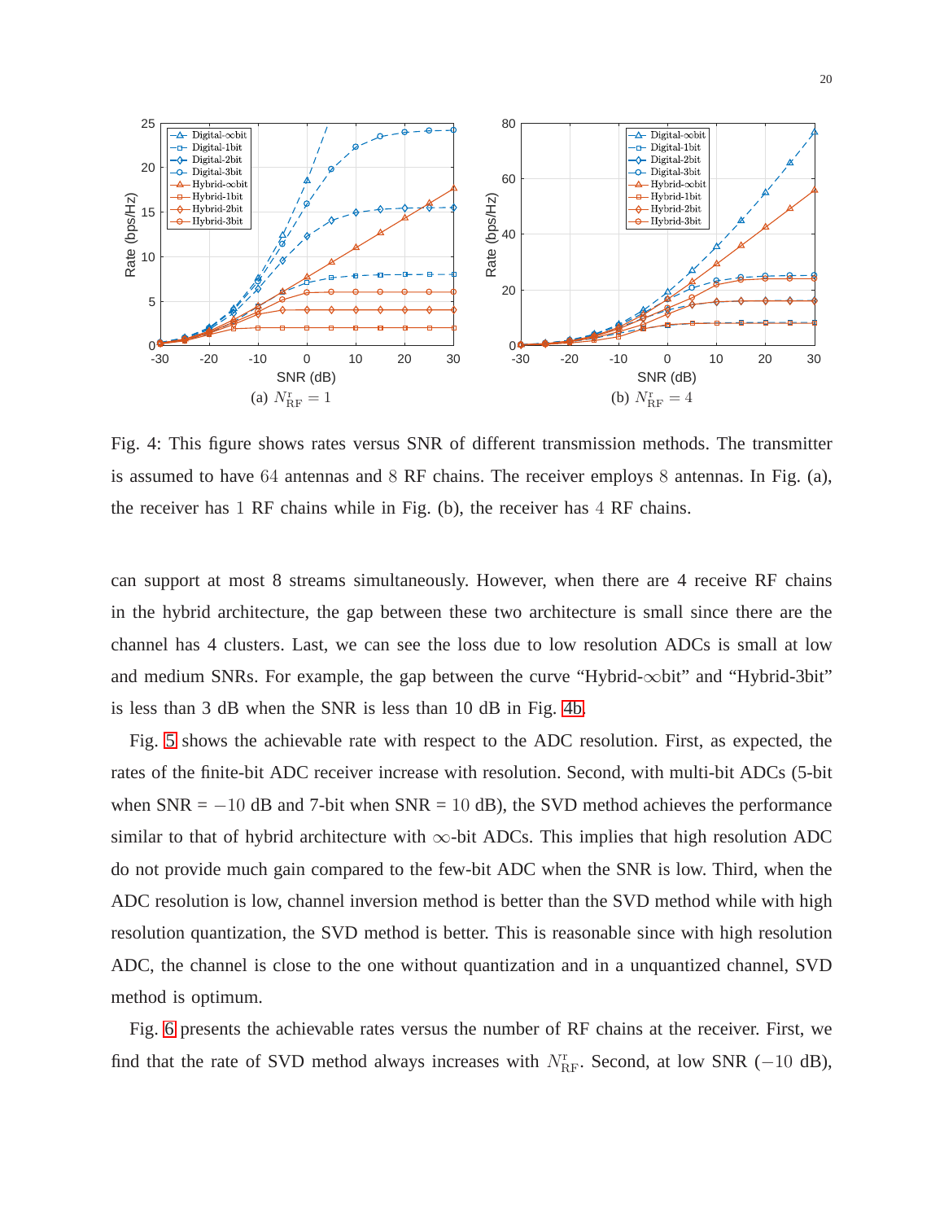(a) $N_{\mathrm{RF}}^{\mathrm{r}} = 1$

(b) $N_{\mathrm{RF}}^{\mathrm{r}} = 4$

Fig. 4: This figure shows rates versus SNR of different transmission methods. The transmitter is assumed to have 64 antennas and 8 RF chains. The receiver employs 8 antennas. In Fig. (a), the receiver has 1 RF chains while in Fig. (b), the receiver has 4 RF chains.

can support at most 8 streams simultaneously. However, when there are 4 receive RF chains in the hybrid architecture, the gap between these two architecture is small since there are the channel has 4 clusters. Last, we can see the loss due to low resolution ADCs is small at low and medium SNRs. For example, the gap between the curve "Hybrid-$\infty$bit" and "Hybrid-3bit" is less than 3 dB when the SNR is less than 10 dB in Fig. 4b.

Fig. 5 shows the achievable rate with respect to the ADC resolution. First, as expected, the rates of the finite-bit ADC receiver increase with resolution. Second, with multi-bit ADCs (5-bit when SNR = $-10$ dB and 7-bit when SNR = $10$ dB), the SVD method achieves the performance similar to that of hybrid architecture with $\infty$-bit ADCs. This implies that high resolution ADC do not provide much gain compared to the few-bit ADC when the SNR is low. Third, when the ADC resolution is low, channel inversion method is better than the SVD method while with high resolution quantization, the SVD method is better. This is reasonable since with high resolution ADC, the channel is close to the one without quantization and in a unquantized channel, SVD method is optimum.

Fig. 6 presents the achievable rates versus the number of RF chains at the receiver. First, we find that the rate of SVD method always increases with $N_{\mathrm{RF}}^{\mathrm{r}}$. Second, at low SNR ($-10$ dB),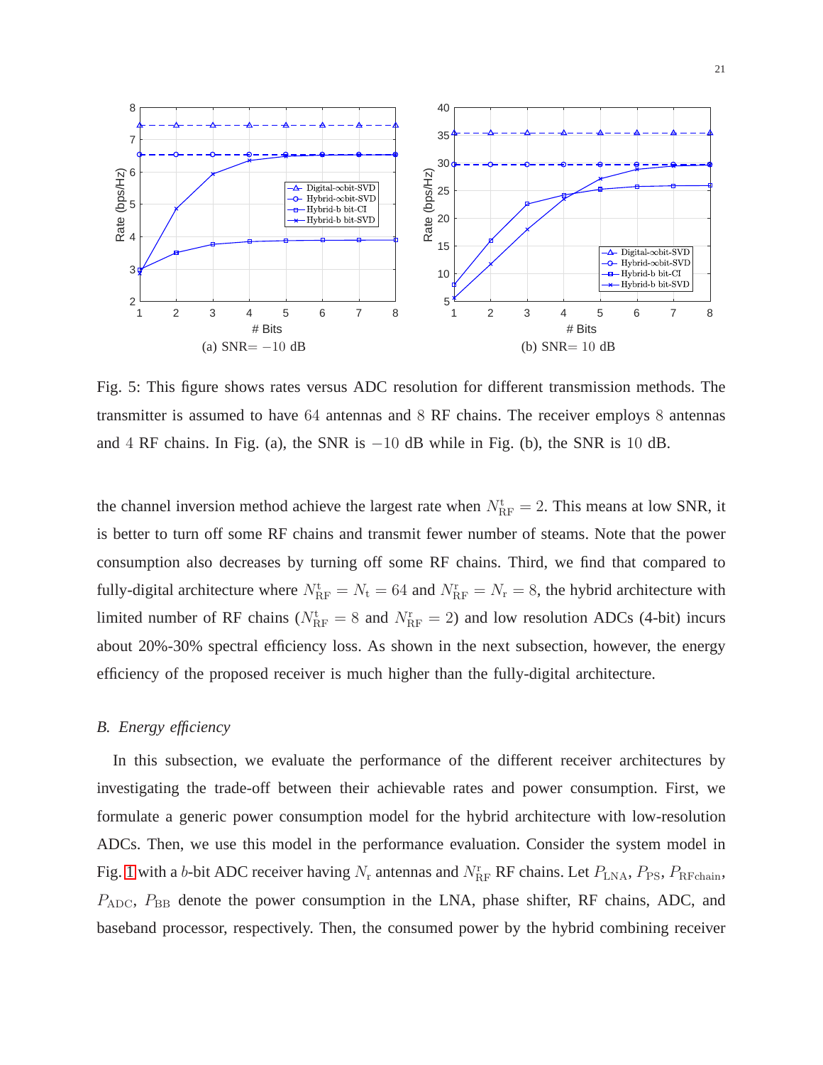Fig. 5: This figure shows rates versus ADC resolution for different transmission methods. The transmitter is assumed to have 64 antennas and 8 RF chains. The receiver employs 8 antennas and 4 RF chains. In Fig. (a), the SNR is $-10$ dB while in Fig. (b), the SNR is 10 dB.

the channel inversion method achieve the largest rate when $N_{\mathrm{RF}}^{\mathrm{t}} = 2$. This means at low SNR, it is better to turn off some RF chains and transmit fewer number of steams. Note that the power consumption also decreases by turning off some RF chains. Third, we find that compared to fully-digital architecture where $N_{\mathrm{RF}}^{\mathrm{t}} = N_{\mathrm{t}} = 64$ and $N_{\mathrm{RF}}^{\mathrm{r}} = N_{\mathrm{r}} = 8$, the hybrid architecture with limited number of RF chains ($N_{\mathrm{RF}}^{\mathrm{t}} = 8$ and $N_{\mathrm{RF}}^{\mathrm{r}} = 2$) and low resolution ADCs (4-bit) incurs about 20%-30% spectral efficiency loss. As shown in the next subsection, however, the energy efficiency of the proposed receiver is much higher than the fully-digital architecture.

## *B. Energy efficiency*

In this subsection, we evaluate the performance of the different receiver architectures by investigating the trade-off between their achievable rates and power consumption. First, we formulate a generic power consumption model for the hybrid architecture with low-resolution ADCs. Then, we use this model in the performance evaluation. Consider the system model in Fig. 1 with a $b$-bit ADC receiver having $N_{\mathrm{r}}$ antennas and $N_{\mathrm{RF}}^{\mathrm{r}}$ RF chains. Let $P_{\mathrm{LNA}}$, $P_{\mathrm{PS}}$, $P_{\mathrm{RFchain}}$, $P_{\mathrm{ADC}}$, $P_{\mathrm{BB}}$ denote the power consumption in the LNA, phase shifter, RF chains, ADC, and baseband processor, respectively. Then, the consumed power by the hybrid combining receiver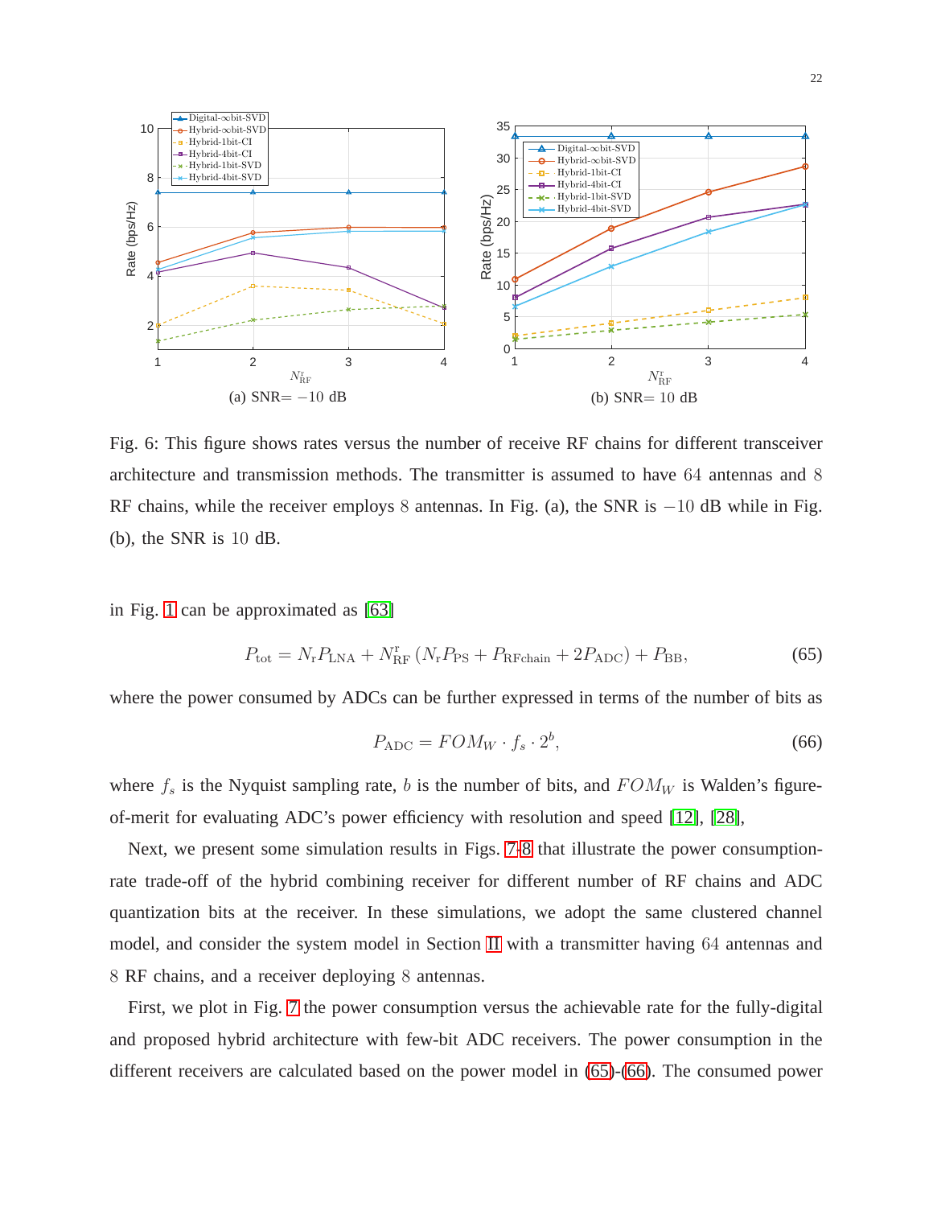Fig. 6: This figure shows rates versus the number of receive RF chains for different transceiver architecture and transmission methods. The transmitter is assumed to have 64 antennas and 8 RF chains, while the receiver employs 8 antennas. In Fig. (a), the SNR is $-10$ dB while in Fig. (b), the SNR is 10 dB.

in Fig. 1 can be approximated as [63]

$$P_{\text{tot}} = N_{\text{r}} P_{\text{LNA}} + N_{\text{RF}}^{\text{r}} \left( N_{\text{r}} P_{\text{PS}} + P_{\text{RFchain}} + 2 P_{\text{ADC}} \right) + P_{\text{BB}}, \tag{65}$$

where the power consumed by ADCs can be further expressed in terms of the number of bits as

$$P_{\text{ADC}} = FOM_W \cdot f_s \cdot 2^b, \tag{66}$$

where $f_s$ is the Nyquist sampling rate, $b$ is the number of bits, and $FOM_W$ is Walden's figure-of-merit for evaluating ADC's power efficiency with resolution and speed [12], [28],

Next, we present some simulation results in Figs. 7-8 that illustrate the power consumption-rate trade-off of the hybrid combining receiver for different number of RF chains and ADC quantization bits at the receiver. In these simulations, we adopt the same clustered channel model, and consider the system model in Section II with a transmitter having 64 antennas and 8 RF chains, and a receiver deploying 8 antennas.

First, we plot in Fig. 7 the power consumption versus the achievable rate for the fully-digital and proposed hybrid architecture with few-bit ADC receivers. The power consumption in the different receivers are calculated based on the power model in (65)-(66). The consumed power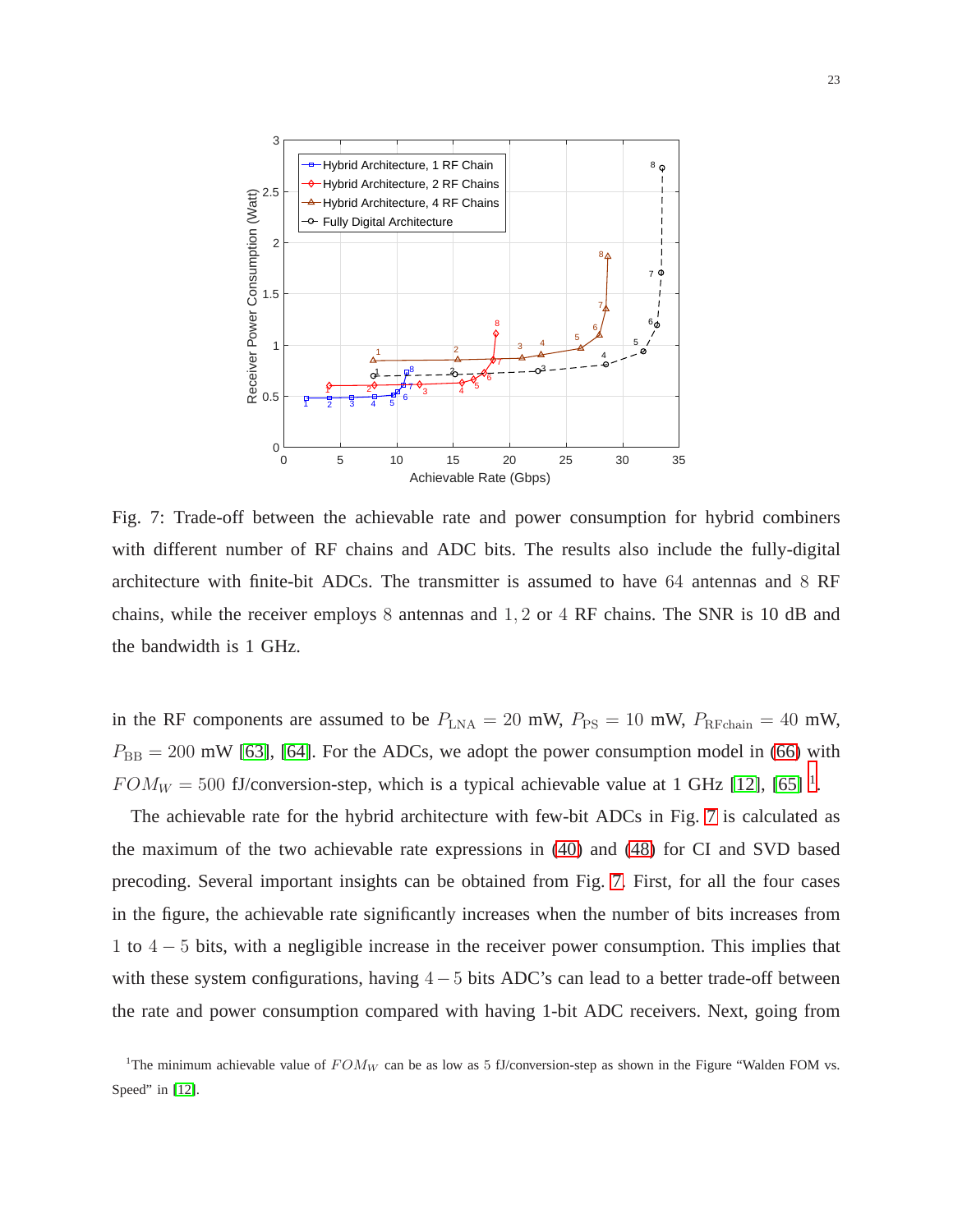Fig. 7: Trade-off between the achievable rate and power consumption for hybrid combiners with different number of RF chains and ADC bits. The results also include the fully-digital architecture with finite-bit ADCs. The transmitter is assumed to have $64$ antennas and $8$ RF chains, while the receiver employs $8$ antennas and $1, 2$ or $4$ RF chains. The SNR is 10 dB and the bandwidth is 1 GHz.

in the RF components are assumed to be $P_{\text{LNA}} = 20$ mW, $P_{\text{PS}} = 10$ mW, $P_{\text{RFchain}} = 40$ mW, $P_{\text{BB}} = 200$ mW [63], [64]. For the ADCs, we adopt the power consumption model in (66) with $FOM_W = 500$ fJ/conversion-step, which is a typical achievable value at 1 GHz [12], [65] [1].

The achievable rate for the hybrid architecture with few-bit ADCs in Fig. 7 is calculated as the maximum of the two achievable rate expressions in (40) and (48) for CI and SVD based precoding. Several important insights can be obtained from Fig. 7. First, for all the four cases in the figure, the achievable rate significantly increases when the number of bits increases from $1$ to $4-5$ bits, with a negligible increase in the receiver power consumption. This implies that with these system configurations, having $4-5$ bits ADC's can lead to a better trade-off between the rate and power consumption compared with having 1-bit ADC receivers. Next, going from

[1] The minimum achievable value of $FOM_W$ can be as low as 5 fJ/conversion-step as shown in the Figure "Walden FOM vs. Speed" in [12].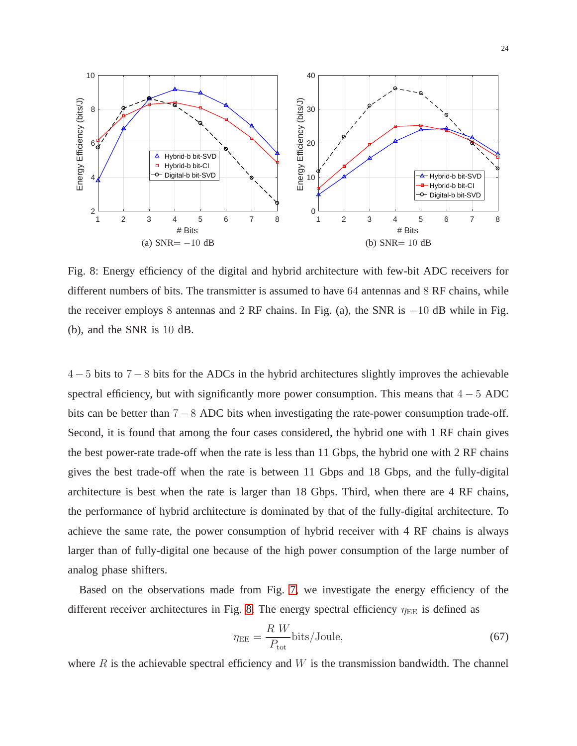Fig. 8: Energy efficiency of the digital and hybrid architecture with few-bit ADC receivers for different numbers of bits. The transmitter is assumed to have $64$ antennas and $8$ RF chains, while the receiver employs $8$ antennas and $2$ RF chains. In Fig. (a), the SNR is $-10$ dB while in Fig. (b), and the SNR is $10$ dB.

$4-5$ bits to $7-8$ bits for the ADCs in the hybrid architectures slightly improves the achievable spectral efficiency, but with significantly more power consumption. This means that $4-5$ ADC bits can be better than $7-8$ ADC bits when investigating the rate-power consumption trade-off. Second, it is found that among the four cases considered, the hybrid one with 1 RF chain gives the best power-rate trade-off when the rate is less than 11 Gbps, the hybrid one with 2 RF chains gives the best trade-off when the rate is between 11 Gbps and 18 Gbps, and the fully-digital architecture is best when the rate is larger than 18 Gbps. Third, when there are 4 RF chains, the performance of hybrid architecture is dominated by that of the fully-digital architecture. To achieve the same rate, the power consumption of hybrid receiver with 4 RF chains is always larger than of fully-digital one because of the high power consumption of the large number of analog phase shifters.

Based on the observations made from Fig. 7, we investigate the energy efficiency of the different receiver architectures in Fig. 8. The energy spectral efficiency $\eta_{\text{EE}}$ is defined as

$$\eta_{\text{EE}} = \frac{R\ W}{P_{\text{tot}}} \text{bits/Joule}, \tag{67}$$

where $R$ is the achievable spectral efficiency and $W$ is the transmission bandwidth. The channel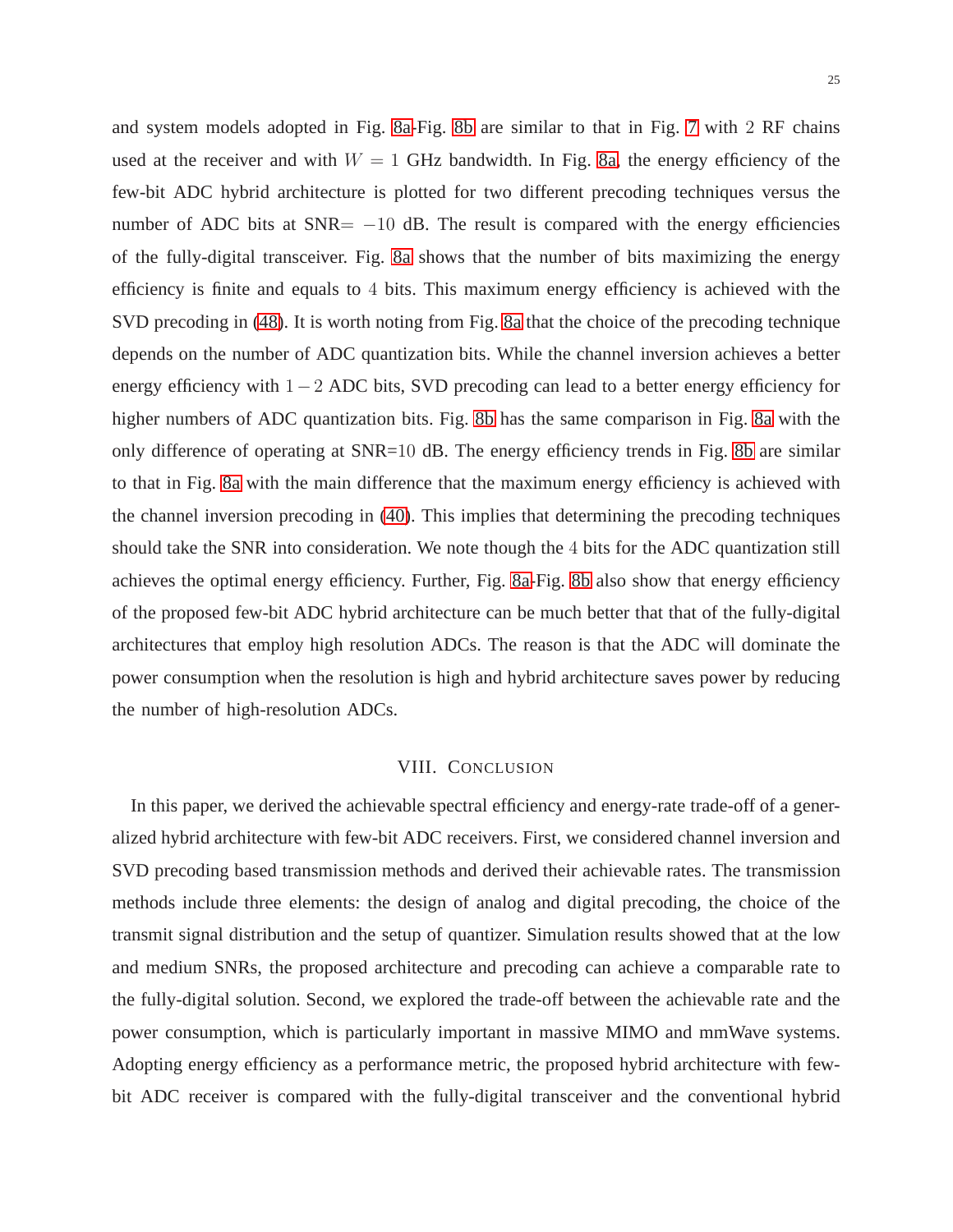and system models adopted in Fig. 8a-Fig. 8b are similar to that in Fig. 7 with $2$ RF chains used at the receiver and with $W = 1$ GHz bandwidth. In Fig. 8a, the energy efficiency of the few-bit ADC hybrid architecture is plotted for two different precoding techniques versus the number of ADC bits at SNR$= -10$ dB. The result is compared with the energy efficiencies of the fully-digital transceiver. Fig. 8a shows that the number of bits maximizing the energy efficiency is finite and equals to $4$ bits. This maximum energy efficiency is achieved with the SVD precoding in (48). It is worth noting from Fig. 8a that the choice of the precoding technique depends on the number of ADC quantization bits. While the channel inversion achieves a better energy efficiency with $1-2$ ADC bits, SVD precoding can lead to a better energy efficiency for higher numbers of ADC quantization bits. Fig. 8b has the same comparison in Fig. 8a with the only difference of operating at SNR$=10$ dB. The energy efficiency trends in Fig. 8b are similar to that in Fig. 8a with the main difference that the maximum energy efficiency is achieved with the channel inversion precoding in (40). This implies that determining the precoding techniques should take the SNR into consideration. We note though the $4$ bits for the ADC quantization still achieves the optimal energy efficiency. Further, Fig. 8a-Fig. 8b also show that energy efficiency of the proposed few-bit ADC hybrid architecture can be much better that that of the fully-digital architectures that employ high resolution ADCs. The reason is that the ADC will dominate the power consumption when the resolution is high and hybrid architecture saves power by reducing the number of high-resolution ADCs.

## VIII. Conclusion

In this paper, we derived the achievable spectral efficiency and energy-rate trade-off of a generalized hybrid architecture with few-bit ADC receivers. First, we considered channel inversion and SVD precoding based transmission methods and derived their achievable rates. The transmission methods include three elements: the design of analog and digital precoding, the choice of the transmit signal distribution and the setup of quantizer. Simulation results showed that at the low and medium SNRs, the proposed architecture and precoding can achieve a comparable rate to the fully-digital solution. Second, we explored the trade-off between the achievable rate and the power consumption, which is particularly important in massive MIMO and mmWave systems. Adopting energy efficiency as a performance metric, the proposed hybrid architecture with few-bit ADC receiver is compared with the fully-digital transceiver and the conventional hybrid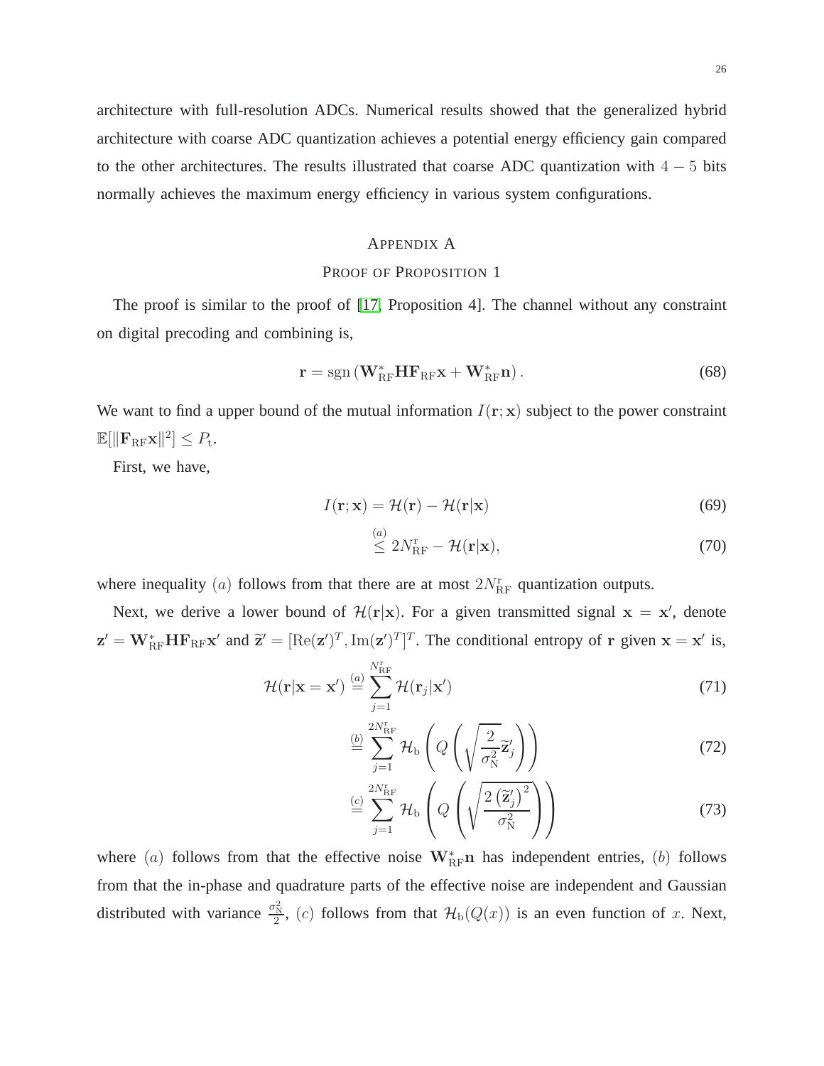architecture with full-resolution ADCs. Numerical results showed that the generalized hybrid architecture with coarse ADC quantization achieves a potential energy efficiency gain compared to the other architectures. The results illustrated that coarse ADC quantization with $4-5$ bits normally achieves the maximum energy efficiency in various system configurations.

# Appendix A
## Proof of Proposition 1

The proof is similar to the proof of [17, Proposition 4]. The channel without any constraint on digital precoding and combining is,

$$\mathbf{r} = \operatorname{sgn}\left(\mathbf{W}_{\mathrm{RF}}^{*}\mathbf{H}\mathbf{F}_{\mathrm{RF}}\mathbf{x} + \mathbf{W}_{\mathrm{RF}}^{*}\mathbf{n}\right). \tag{68}$$

We want to find a upper bound of the mutual information $I(\mathbf{r};\mathbf{x})$ subject to the power constraint $\mathbb{E}[\|\mathbf{F}_{\mathrm{RF}}\mathbf{x}\|^2] \leq P_{\mathrm{t}}$.

First, we have,

$$I(\mathbf{r};\mathbf{x}) = \mathcal{H}(\mathbf{r}) - \mathcal{H}(\mathbf{r}|\mathbf{x}) \tag{69}$$

$$\overset{(a)}{\leq} 2N_{\mathrm{RF}}^{\mathrm{r}} - \mathcal{H}(\mathbf{r}|\mathbf{x}), \tag{70}$$

where inequality $(a)$ follows from that there are at most $2N_{\mathrm{RF}}^{\mathrm{r}}$ quantization outputs.

Next, we derive a lower bound of $\mathcal{H}(\mathbf{r}|\mathbf{x})$. For a given transmitted signal $\mathbf{x} = \mathbf{x}'$, denote $\mathbf{z}' = \mathbf{W}_{\mathrm{RF}}^{*}\mathbf{H}\mathbf{F}_{\mathrm{RF}}\mathbf{x}'$ and $\widetilde{\mathbf{z}}' = [\mathrm{Re}(\mathbf{z}')^T, \mathrm{Im}(\mathbf{z}')^T]^T$. The conditional entropy of $\mathbf{r}$ given $\mathbf{x} = \mathbf{x}'$ is,

$$\mathcal{H}(\mathbf{r}|\mathbf{x}=\mathbf{x}') \overset{(a)}{=} \sum_{j=1}^{N_{\mathrm{RF}}^{\mathrm{r}}} \mathcal{H}(\mathbf{r}_j|\mathbf{x}') \tag{71}$$

$$\overset{(b)}{=} \sum_{j=1}^{2N_{\mathrm{RF}}^{\mathrm{r}}} \mathcal{H}_{\mathrm{b}}\left(Q\left(\sqrt{\frac{2}{\sigma_{\mathrm{N}}^2}}\widetilde{\mathbf{z}}_j'\right)\right) \tag{72}$$

$$\overset{(c)}{=} \sum_{j=1}^{2N_{\mathrm{RF}}^{\mathrm{r}}} \mathcal{H}_{\mathrm{b}}\left(Q\left(\sqrt{\frac{2\left(\widetilde{\mathbf{z}}_j'\right)^2}{\sigma_{\mathrm{N}}^2}}\right)\right) \tag{73}$$

where $(a)$ follows from that the effective noise $\mathbf{W}_{\mathrm{RF}}^{*}\mathbf{n}$ has independent entries, $(b)$ follows from that the in-phase and quadrature parts of the effective noise are independent and Gaussian distributed with variance $\frac{\sigma_{\mathrm{N}}^2}{2}$, $(c)$ follows from that $\mathcal{H}_{\mathrm{b}}(Q(x))$ is an even function of $x$. Next,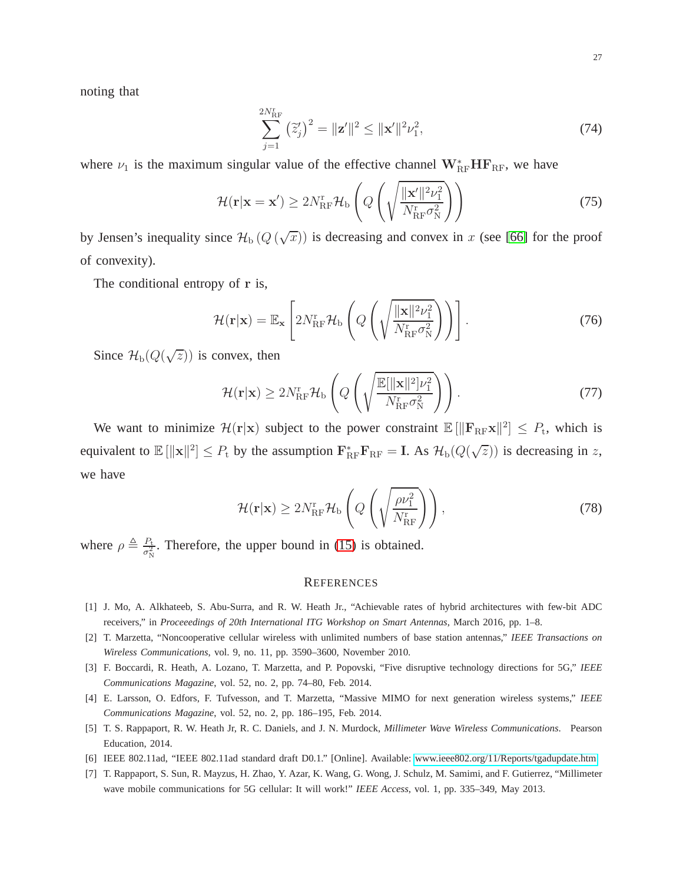noting that

$$\sum_{j=1}^{2N_{\mathrm{RF}}^{\mathrm{r}}} \left(\widetilde{z}_j'\right)^2 = \|\mathbf{z}'\|^2 \leq \|\mathbf{x}'\|^2 \nu_1^2, \tag{74}$$

where $\nu_1$ is the maximum singular value of the effective channel $\mathbf{W}_{\mathrm{RF}}^* \mathbf{H} \mathbf{F}_{\mathrm{RF}}$, we have

$$\mathcal{H}(\mathbf{r}|\mathbf{x}=\mathbf{x}') \geq 2N_{\mathrm{RF}}^{\mathrm{r}} \mathcal{H}_{\mathrm{b}} \left( Q \left( \sqrt{\frac{\|\mathbf{x}'\|^2 \nu_1^2}{N_{\mathrm{RF}}^{\mathrm{r}} \sigma_{\mathrm{N}}^2}} \right) \right) \tag{75}$$

by Jensen's inequality since $\mathcal{H}_{\mathrm{b}}\left(Q\left(\sqrt{x}\right)\right)$ is decreasing and convex in $x$ (see [66] for the proof of convexity).

The conditional entropy of $\mathbf{r}$ is,

$$\mathcal{H}(\mathbf{r}|\mathbf{x}) = \mathbb{E}_{\mathbf{x}} \left[ 2N_{\mathrm{RF}}^{\mathrm{r}} \mathcal{H}_{\mathrm{b}} \left( Q \left( \sqrt{\frac{\|\mathbf{x}\|^2 \nu_1^2}{N_{\mathrm{RF}}^{\mathrm{r}} \sigma_{\mathrm{N}}^2}} \right) \right) \right]. \tag{76}$$

Since $\mathcal{H}_{\mathrm{b}}(Q(\sqrt{z}))$ is convex, then

$$\mathcal{H}(\mathbf{r}|\mathbf{x}) \geq 2N_{\mathrm{RF}}^{\mathrm{r}} \mathcal{H}_{\mathrm{b}} \left( Q \left( \sqrt{\frac{\mathbb{E}[\|\mathbf{x}\|^2] \nu_1^2}{N_{\mathrm{RF}}^{\mathrm{r}} \sigma_{\mathrm{N}}^2}} \right) \right). \tag{77}$$

We want to minimize $\mathcal{H}(\mathbf{r}|\mathbf{x})$ subject to the power constraint $\mathbb{E}\left[\|\mathbf{F}_{\mathrm{RF}}\mathbf{x}\|^2\right] \leq P_{\mathrm{t}}$, which is equivalent to $\mathbb{E}\left[\|\mathbf{x}\|^2\right] \leq P_{\mathrm{t}}$ by the assumption $\mathbf{F}_{\mathrm{RF}}^* \mathbf{F}_{\mathrm{RF}} = \mathbf{I}$. As $\mathcal{H}_{\mathrm{b}}(Q(\sqrt{z}))$ is decreasing in $z$, we have

$$\mathcal{H}(\mathbf{r}|\mathbf{x}) \geq 2N_{\mathrm{RF}}^{\mathrm{r}} \mathcal{H}_{\mathrm{b}} \left( Q \left( \sqrt{\frac{\rho \nu_1^2}{N_{\mathrm{RF}}^{\mathrm{r}}}} \right) \right), \tag{78}$$

where $\rho \triangleq \frac{P_{\mathrm{t}}}{\sigma_{\mathrm{N}}^2}$. Therefore, the upper bound in (15) is obtained.

## References

[1] J. Mo, A. Alkhateeb, S. Abu-Surra, and R. W. Heath Jr., "Achievable rates of hybrid architectures with few-bit ADC receivers," in *Proceeedings of 20th International ITG Workshop on Smart Antennas*, March 2016, pp. 1–8.

[2] T. Marzetta, "Noncooperative cellular wireless with unlimited numbers of base station antennas," *IEEE Transactions on Wireless Communications*, vol. 9, no. 11, pp. 3590–3600, November 2010.

[3] F. Boccardi, R. Heath, A. Lozano, T. Marzetta, and P. Popovski, "Five disruptive technology directions for 5G," *IEEE Communications Magazine*, vol. 52, no. 2, pp. 74–80, Feb. 2014.

[4] E. Larsson, O. Edfors, F. Tufvesson, and T. Marzetta, "Massive MIMO for next generation wireless systems," *IEEE Communications Magazine*, vol. 52, no. 2, pp. 186–195, Feb. 2014.

[5] T. S. Rappaport, R. W. Heath Jr, R. C. Daniels, and J. N. Murdock, *Millimeter Wave Wireless Communications*. Pearson Education, 2014.

[6] IEEE 802.11ad, "IEEE 802.11ad standard draft D0.1." [Online]. Available: www.ieee802.org/11/Reports/tgadupdate.htm

[7] T. Rappaport, S. Sun, R. Mayzus, H. Zhao, Y. Azar, K. Wang, G. Wong, J. Schulz, M. Samimi, and F. Gutierrez, "Millimeter wave mobile communications for 5G cellular: It will work!" *IEEE Access*, vol. 1, pp. 335–349, May 2013.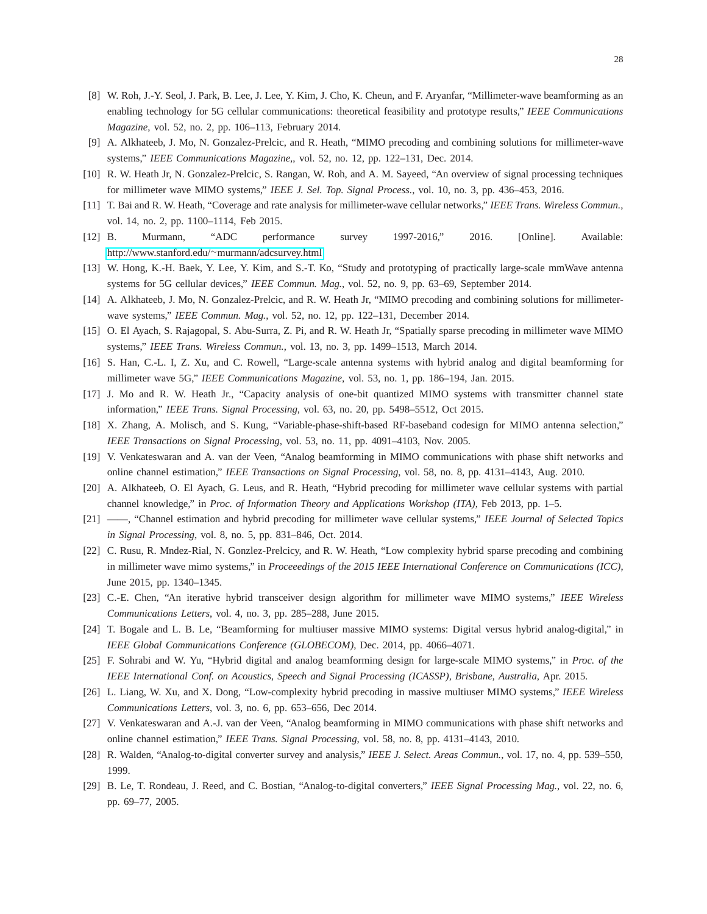[8] W. Roh, J.-Y. Seol, J. Park, B. Lee, J. Lee, Y. Kim, J. Cho, K. Cheun, and F. Aryanfar, “Millimeter-wave beamforming as an enabling technology for 5G cellular communications: theoretical feasibility and prototype results,” *IEEE Communications Magazine*, vol. 52, no. 2, pp. 106–113, February 2014.

[9] A. Alkhateeb, J. Mo, N. Gonzalez-Prelcic, and R. Heath, “MIMO precoding and combining solutions for millimeter-wave systems,” *IEEE Communications Magazine*,, vol. 52, no. 12, pp. 122–131, Dec. 2014.

[10] R. W. Heath Jr, N. Gonzalez-Prelcic, S. Rangan, W. Roh, and A. M. Sayeed, “An overview of signal processing techniques for millimeter wave MIMO systems,” *IEEE J. Sel. Top. Signal Process.*, vol. 10, no. 3, pp. 436–453, 2016.

[11] T. Bai and R. W. Heath, “Coverage and rate analysis for millimeter-wave cellular networks,” *IEEE Trans. Wireless Commun.*, vol. 14, no. 2, pp. 1100–1114, Feb 2015.

[12] B. Murmann, “ADC performance survey 1997-2016,” 2016. [Online]. Available: http://www.stanford.edu/~murmann/adcsurvey.html

[13] W. Hong, K.-H. Baek, Y. Lee, Y. Kim, and S.-T. Ko, “Study and prototyping of practically large-scale mmWave antenna systems for 5G cellular devices,” *IEEE Commun. Mag.*, vol. 52, no. 9, pp. 63–69, September 2014.

[14] A. Alkhateeb, J. Mo, N. Gonzalez-Prelcic, and R. W. Heath Jr, “MIMO precoding and combining solutions for millimeter-wave systems,” *IEEE Commun. Mag.*, vol. 52, no. 12, pp. 122–131, December 2014.

[15] O. El Ayach, S. Rajagopal, S. Abu-Surra, Z. Pi, and R. W. Heath Jr, “Spatially sparse precoding in millimeter wave MIMO systems,” *IEEE Trans. Wireless Commun.*, vol. 13, no. 3, pp. 1499–1513, March 2014.

[16] S. Han, C.-L. I, Z. Xu, and C. Rowell, “Large-scale antenna systems with hybrid analog and digital beamforming for millimeter wave 5G,” *IEEE Communications Magazine*, vol. 53, no. 1, pp. 186–194, Jan. 2015.

[17] J. Mo and R. W. Heath Jr., “Capacity analysis of one-bit quantized MIMO systems with transmitter channel state information,” *IEEE Trans. Signal Processing*, vol. 63, no. 20, pp. 5498–5512, Oct 2015.

[18] X. Zhang, A. Molisch, and S. Kung, “Variable-phase-shift-based RF-baseband codesign for MIMO antenna selection,” *IEEE Transactions on Signal Processing*, vol. 53, no. 11, pp. 4091–4103, Nov. 2005.

[19] V. Venkateswaran and A. van der Veen, “Analog beamforming in MIMO communications with phase shift networks and online channel estimation,” *IEEE Transactions on Signal Processing*, vol. 58, no. 8, pp. 4131–4143, Aug. 2010.

[20] A. Alkhateeb, O. El Ayach, G. Leus, and R. Heath, “Hybrid precoding for millimeter wave cellular systems with partial channel knowledge,” in *Proc. of Information Theory and Applications Workshop (ITA)*, Feb 2013, pp. 1–5.

[21] ——, “Channel estimation and hybrid precoding for millimeter wave cellular systems,” *IEEE Journal of Selected Topics in Signal Processing*, vol. 8, no. 5, pp. 831–846, Oct. 2014.

[22] C. Rusu, R. Mndez-Rial, N. Gonzlez-Prelcicy, and R. W. Heath, “Low complexity hybrid sparse precoding and combining in millimeter wave mimo systems,” in *Proceeedings of the 2015 IEEE International Conference on Communications (ICC)*, June 2015, pp. 1340–1345.

[23] C.-E. Chen, “An iterative hybrid transceiver design algorithm for millimeter wave MIMO systems,” *IEEE Wireless Communications Letters*, vol. 4, no. 3, pp. 285–288, June 2015.

[24] T. Bogale and L. B. Le, “Beamforming for multiuser massive MIMO systems: Digital versus hybrid analog-digital,” in *IEEE Global Communications Conference (GLOBECOM)*, Dec. 2014, pp. 4066–4071.

[25] F. Sohrabi and W. Yu, “Hybrid digital and analog beamforming design for large-scale MIMO systems,” in *Proc. of the IEEE International Conf. on Acoustics, Speech and Signal Processing (ICASSP), Brisbane, Australia*, Apr. 2015.

[26] L. Liang, W. Xu, and X. Dong, “Low-complexity hybrid precoding in massive multiuser MIMO systems,” *IEEE Wireless Communications Letters*, vol. 3, no. 6, pp. 653–656, Dec 2014.

[27] V. Venkateswaran and A.-J. van der Veen, “Analog beamforming in MIMO communications with phase shift networks and online channel estimation,” *IEEE Trans. Signal Processing*, vol. 58, no. 8, pp. 4131–4143, 2010.

[28] R. Walden, “Analog-to-digital converter survey and analysis,” *IEEE J. Select. Areas Commun.*, vol. 17, no. 4, pp. 539–550, 1999.

[29] B. Le, T. Rondeau, J. Reed, and C. Bostian, “Analog-to-digital converters,” *IEEE Signal Processing Mag.*, vol. 22, no. 6, pp. 69–77, 2005.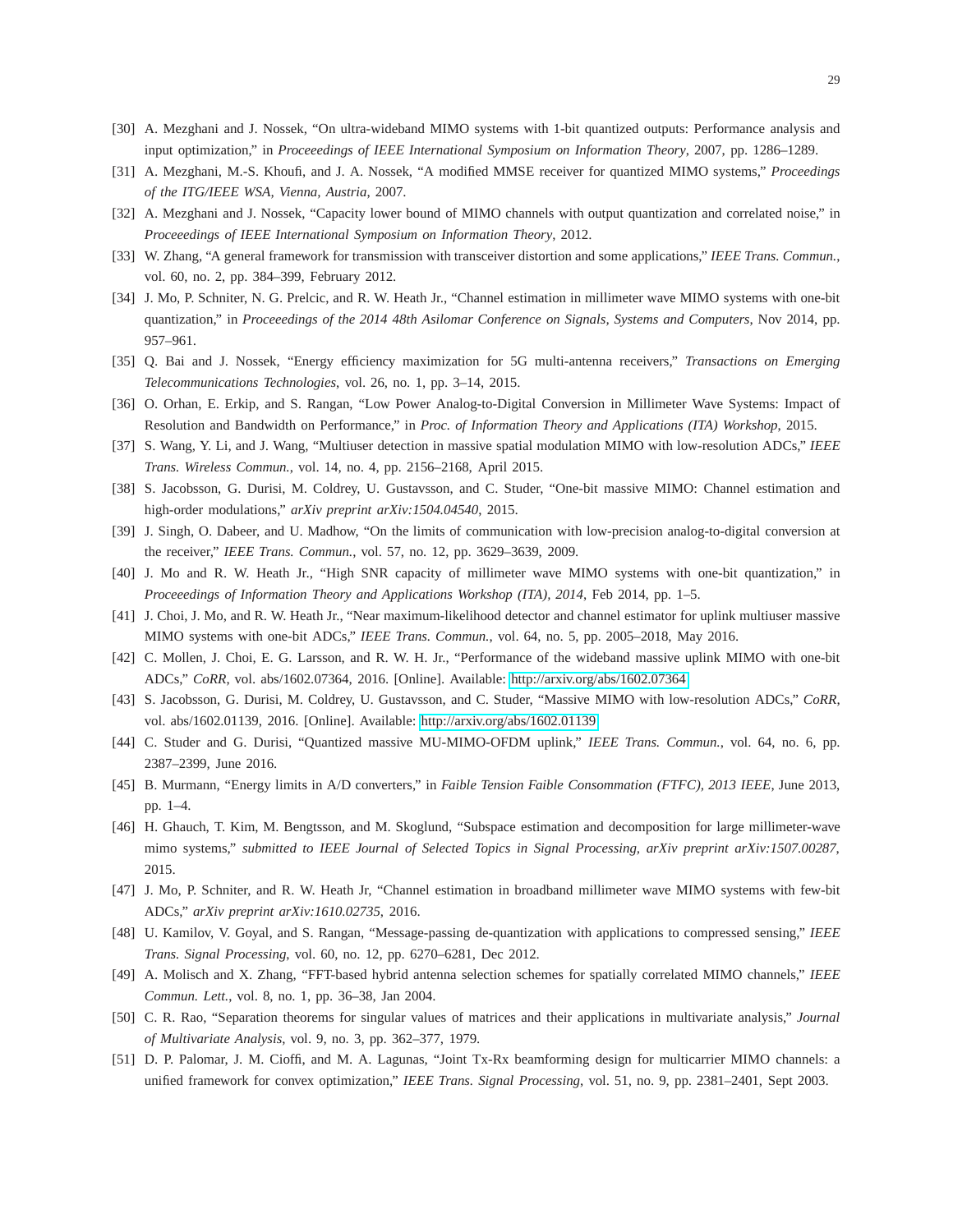[30] A. Mezghani and J. Nossek, "On ultra-wideband MIMO systems with 1-bit quantized outputs: Performance analysis and input optimization," in *Proceeedings of IEEE International Symposium on Information Theory*, 2007, pp. 1286–1289.

[31] A. Mezghani, M.-S. Khoufi, and J. A. Nossek, "A modified MMSE receiver for quantized MIMO systems," *Proceedings of the ITG/IEEE WSA, Vienna, Austria*, 2007.

[32] A. Mezghani and J. Nossek, "Capacity lower bound of MIMO channels with output quantization and correlated noise," in *Proceeedings of IEEE International Symposium on Information Theory*, 2012.

[33] W. Zhang, "A general framework for transmission with transceiver distortion and some applications," *IEEE Trans. Commun.*, vol. 60, no. 2, pp. 384–399, February 2012.

[34] J. Mo, P. Schniter, N. G. Prelcic, and R. W. Heath Jr., "Channel estimation in millimeter wave MIMO systems with one-bit quantization," in *Proceeedings of the 2014 48th Asilomar Conference on Signals, Systems and Computers*, Nov 2014, pp. 957–961.

[35] Q. Bai and J. Nossek, "Energy efficiency maximization for 5G multi-antenna receivers," *Transactions on Emerging Telecommunications Technologies*, vol. 26, no. 1, pp. 3–14, 2015.

[36] O. Orhan, E. Erkip, and S. Rangan, "Low Power Analog-to-Digital Conversion in Millimeter Wave Systems: Impact of Resolution and Bandwidth on Performance," in *Proc. of Information Theory and Applications (ITA) Workshop*, 2015.

[37] S. Wang, Y. Li, and J. Wang, "Multiuser detection in massive spatial modulation MIMO with low-resolution ADCs," *IEEE Trans. Wireless Commun.*, vol. 14, no. 4, pp. 2156–2168, April 2015.

[38] S. Jacobsson, G. Durisi, M. Coldrey, U. Gustavsson, and C. Studer, "One-bit massive MIMO: Channel estimation and high-order modulations," *arXiv preprint arXiv:1504.04540*, 2015.

[39] J. Singh, O. Dabeer, and U. Madhow, "On the limits of communication with low-precision analog-to-digital conversion at the receiver," *IEEE Trans. Commun.*, vol. 57, no. 12, pp. 3629–3639, 2009.

[40] J. Mo and R. W. Heath Jr., "High SNR capacity of millimeter wave MIMO systems with one-bit quantization," in *Proceeedings of Information Theory and Applications Workshop (ITA), 2014*, Feb 2014, pp. 1–5.

[41] J. Choi, J. Mo, and R. W. Heath Jr., "Near maximum-likelihood detector and channel estimator for uplink multiuser massive MIMO systems with one-bit ADCs," *IEEE Trans. Commun.*, vol. 64, no. 5, pp. 2005–2018, May 2016.

[42] C. Mollen, J. Choi, E. G. Larsson, and R. W. H. Jr., "Performance of the wideband massive uplink MIMO with one-bit ADCs," *CoRR*, vol. abs/1602.07364, 2016. [Online]. Available: http://arxiv.org/abs/1602.07364

[43] S. Jacobsson, G. Durisi, M. Coldrey, U. Gustavsson, and C. Studer, "Massive MIMO with low-resolution ADCs," *CoRR*, vol. abs/1602.01139, 2016. [Online]. Available: http://arxiv.org/abs/1602.01139

[44] C. Studer and G. Durisi, "Quantized massive MU-MIMO-OFDM uplink," *IEEE Trans. Commun.*, vol. 64, no. 6, pp. 2387–2399, June 2016.

[45] B. Murmann, "Energy limits in A/D converters," in *Faible Tension Faible Consommation (FTFC), 2013 IEEE*, June 2013, pp. 1–4.

[46] H. Ghauch, T. Kim, M. Bengtsson, and M. Skoglund, "Subspace estimation and decomposition for large millimeter-wave mimo systems," *submitted to IEEE Journal of Selected Topics in Signal Processing, arXiv preprint arXiv:1507.00287*, 2015.

[47] J. Mo, P. Schniter, and R. W. Heath Jr, "Channel estimation in broadband millimeter wave MIMO systems with few-bit ADCs," *arXiv preprint arXiv:1610.02735*, 2016.

[48] U. Kamilov, V. Goyal, and S. Rangan, "Message-passing de-quantization with applications to compressed sensing," *IEEE Trans. Signal Processing*, vol. 60, no. 12, pp. 6270–6281, Dec 2012.

[49] A. Molisch and X. Zhang, "FFT-based hybrid antenna selection schemes for spatially correlated MIMO channels," *IEEE Commun. Lett.*, vol. 8, no. 1, pp. 36–38, Jan 2004.

[50] C. R. Rao, "Separation theorems for singular values of matrices and their applications in multivariate analysis," *Journal of Multivariate Analysis*, vol. 9, no. 3, pp. 362–377, 1979.

[51] D. P. Palomar, J. M. Cioffi, and M. A. Lagunas, "Joint Tx-Rx beamforming design for multicarrier MIMO channels: a unified framework for convex optimization," *IEEE Trans. Signal Processing*, vol. 51, no. 9, pp. 2381–2401, Sept 2003.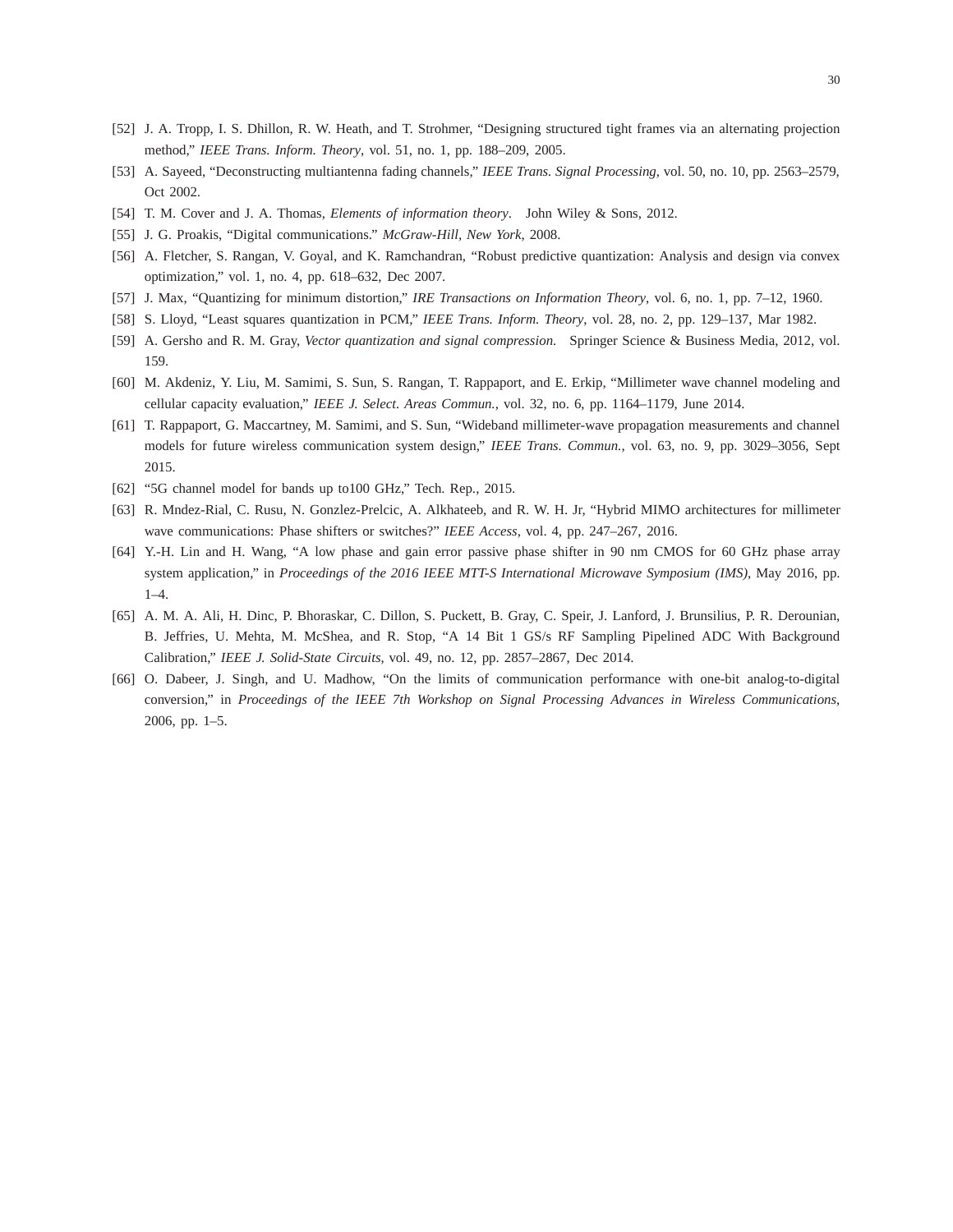[52] J. A. Tropp, I. S. Dhillon, R. W. Heath, and T. Strohmer, “Designing structured tight frames via an alternating projection method,” *IEEE Trans. Inform. Theory*, vol. 51, no. 1, pp. 188–209, 2005.

[53] A. Sayeed, “Deconstructing multiantenna fading channels,” *IEEE Trans. Signal Processing*, vol. 50, no. 10, pp. 2563–2579, Oct 2002.

[54] T. M. Cover and J. A. Thomas, *Elements of information theory*. John Wiley & Sons, 2012.

[55] J. G. Proakis, “Digital communications.” *McGraw-Hill, New York*, 2008.

[56] A. Fletcher, S. Rangan, V. Goyal, and K. Ramchandran, “Robust predictive quantization: Analysis and design via convex optimization,” vol. 1, no. 4, pp. 618–632, Dec 2007.

[57] J. Max, “Quantizing for minimum distortion,” *IRE Transactions on Information Theory*, vol. 6, no. 1, pp. 7–12, 1960.

[58] S. Lloyd, “Least squares quantization in PCM,” *IEEE Trans. Inform. Theory*, vol. 28, no. 2, pp. 129–137, Mar 1982.

[59] A. Gersho and R. M. Gray, *Vector quantization and signal compression*. Springer Science & Business Media, 2012, vol. 159.

[60] M. Akdeniz, Y. Liu, M. Samimi, S. Sun, S. Rangan, T. Rappaport, and E. Erkip, “Millimeter wave channel modeling and cellular capacity evaluation,” *IEEE J. Select. Areas Commun.*, vol. 32, no. 6, pp. 1164–1179, June 2014.

[61] T. Rappaport, G. Maccartney, M. Samimi, and S. Sun, “Wideband millimeter-wave propagation measurements and channel models for future wireless communication system design,” *IEEE Trans. Commun.*, vol. 63, no. 9, pp. 3029–3056, Sept 2015.

[62] “5G channel model for bands up to100 GHz,” Tech. Rep., 2015.

[63] R. Mndez-Rial, C. Rusu, N. Gonzlez-Prelcic, A. Alkhateeb, and R. W. H. Jr, “Hybrid MIMO architectures for millimeter wave communications: Phase shifters or switches?” *IEEE Access*, vol. 4, pp. 247–267, 2016.

[64] Y.-H. Lin and H. Wang, “A low phase and gain error passive phase shifter in 90 nm CMOS for 60 GHz phase array system application,” in *Proceedings of the 2016 IEEE MTT-S International Microwave Symposium (IMS)*, May 2016, pp. 1–4.

[65] A. M. A. Ali, H. Dinc, P. Bhoraskar, C. Dillon, S. Puckett, B. Gray, C. Speir, J. Lanford, J. Brunsilius, P. R. Derounian, B. Jeffries, U. Mehta, M. McShea, and R. Stop, “A 14 Bit 1 GS/s RF Sampling Pipelined ADC With Background Calibration,” *IEEE J. Solid-State Circuits*, vol. 49, no. 12, pp. 2857–2867, Dec 2014.

[66] O. Dabeer, J. Singh, and U. Madhow, “On the limits of communication performance with one-bit analog-to-digital conversion,” in *Proceedings of the IEEE 7th Workshop on Signal Processing Advances in Wireless Communications*, 2006, pp. 1–5.